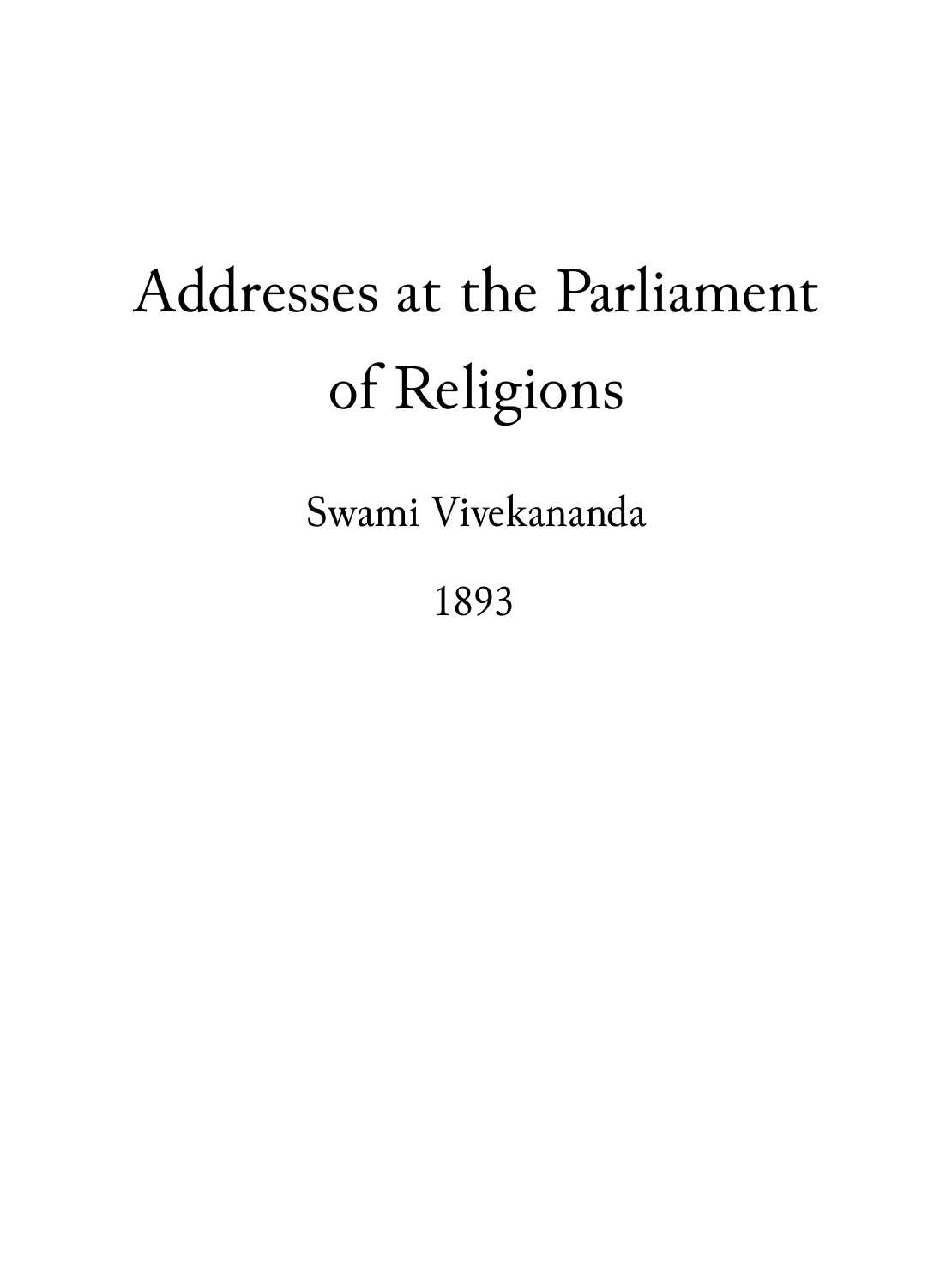# Addresses at the Parliament of Religions

Swami Vivekananda

1893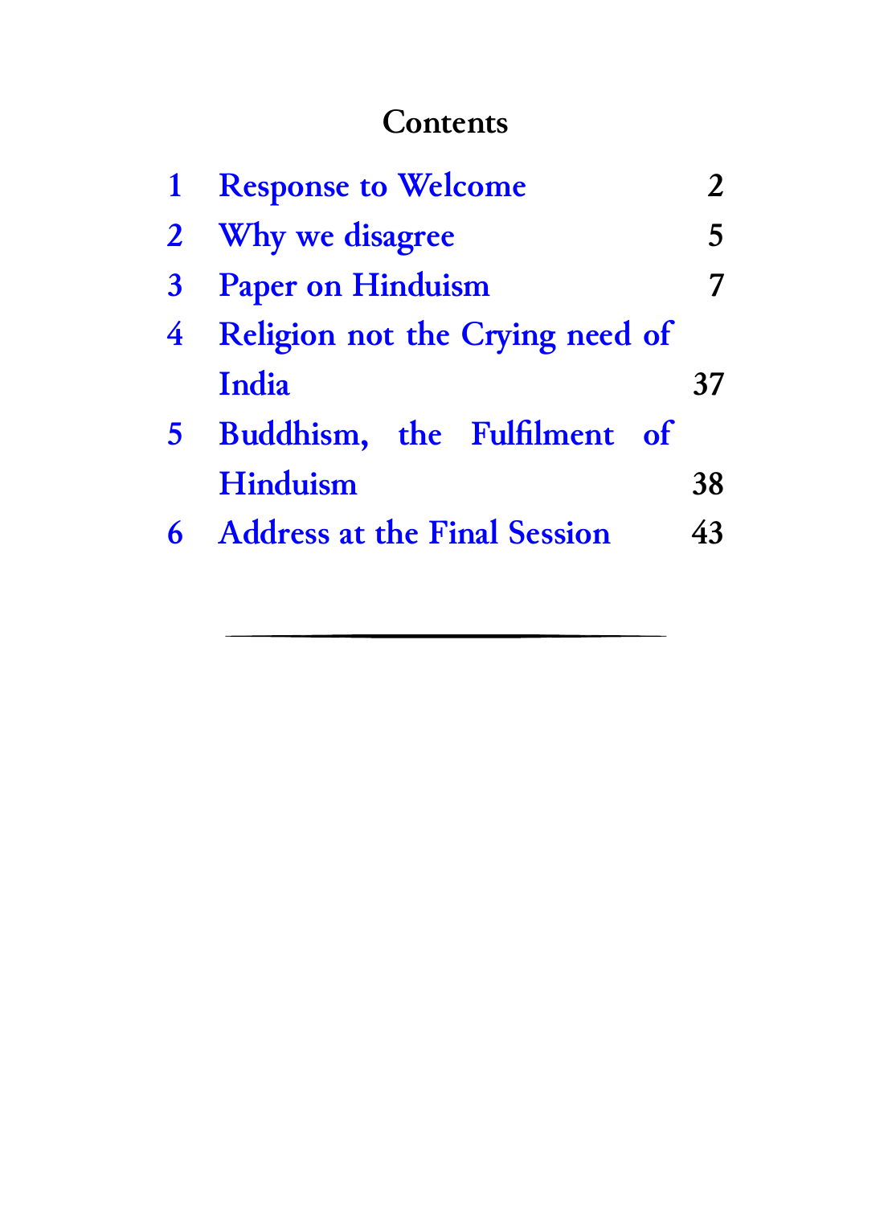# Contents

| | | |
|---|---|---|
| 1 | Response to Welcome | 2 |
| 2 | Why we disagree | 5 |
| 3 | Paper on Hinduism | 7 |
| 4 | Religion not the Crying need of India | 37 |
| 5 | Buddhism, the Fulfilment of Hinduism | 38 |
| 6 | Address at the Final Session | 43 |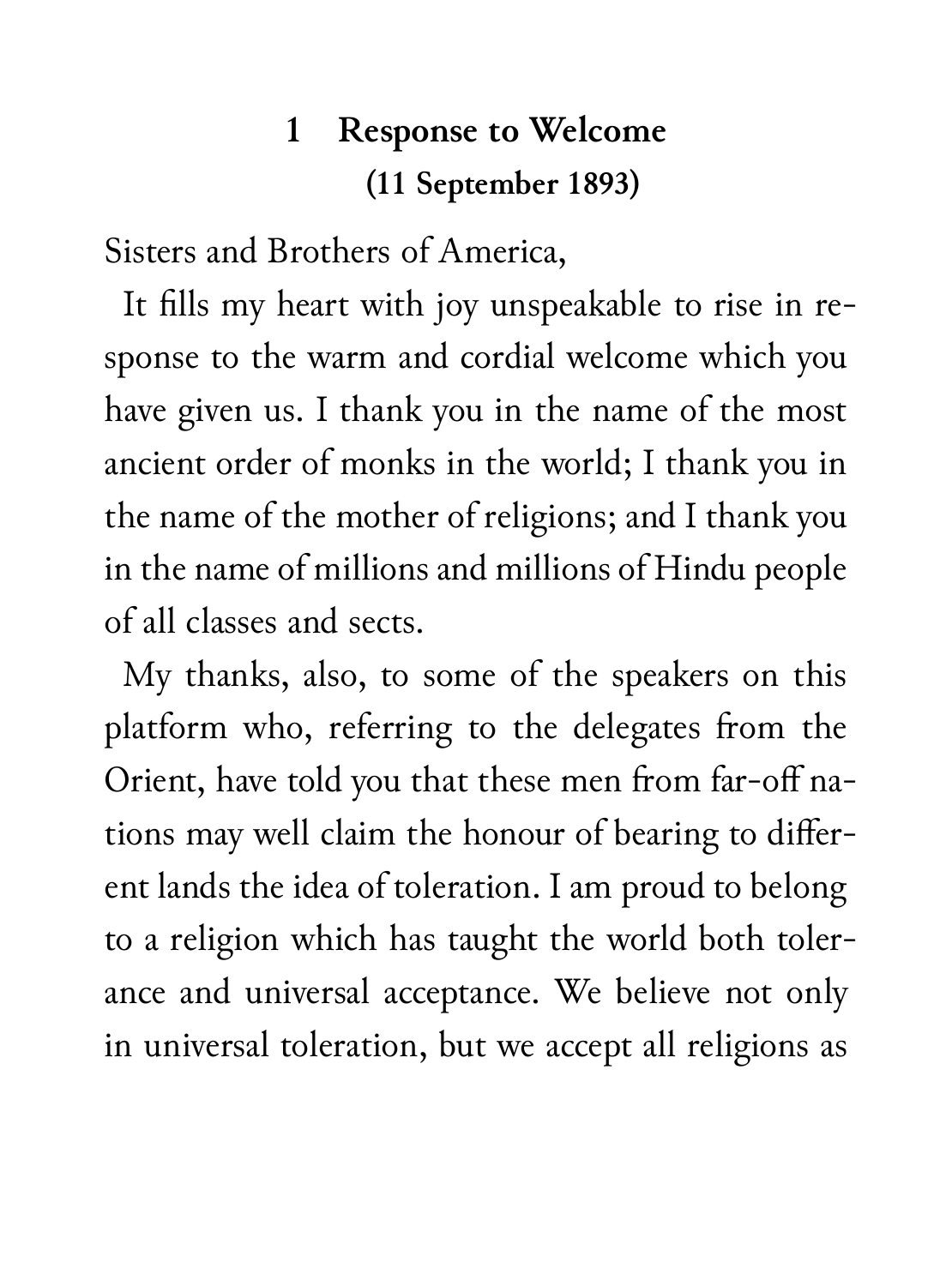## 1 Response to Welcome

### (11 September 1893)

Sisters and Brothers of America,

It fills my heart with joy unspeakable to rise in response to the warm and cordial welcome which you have given us. I thank you in the name of the most ancient order of monks in the world; I thank you in the name of the mother of religions; and I thank you in the name of millions and millions of Hindu people of all classes and sects.

My thanks, also, to some of the speakers on this platform who, referring to the delegates from the Orient, have told you that these men from far-off nations may well claim the honour of bearing to different lands the idea of toleration. I am proud to belong to a religion which has taught the world both tolerance and universal acceptance. We believe not only in universal toleration, but we accept all religions as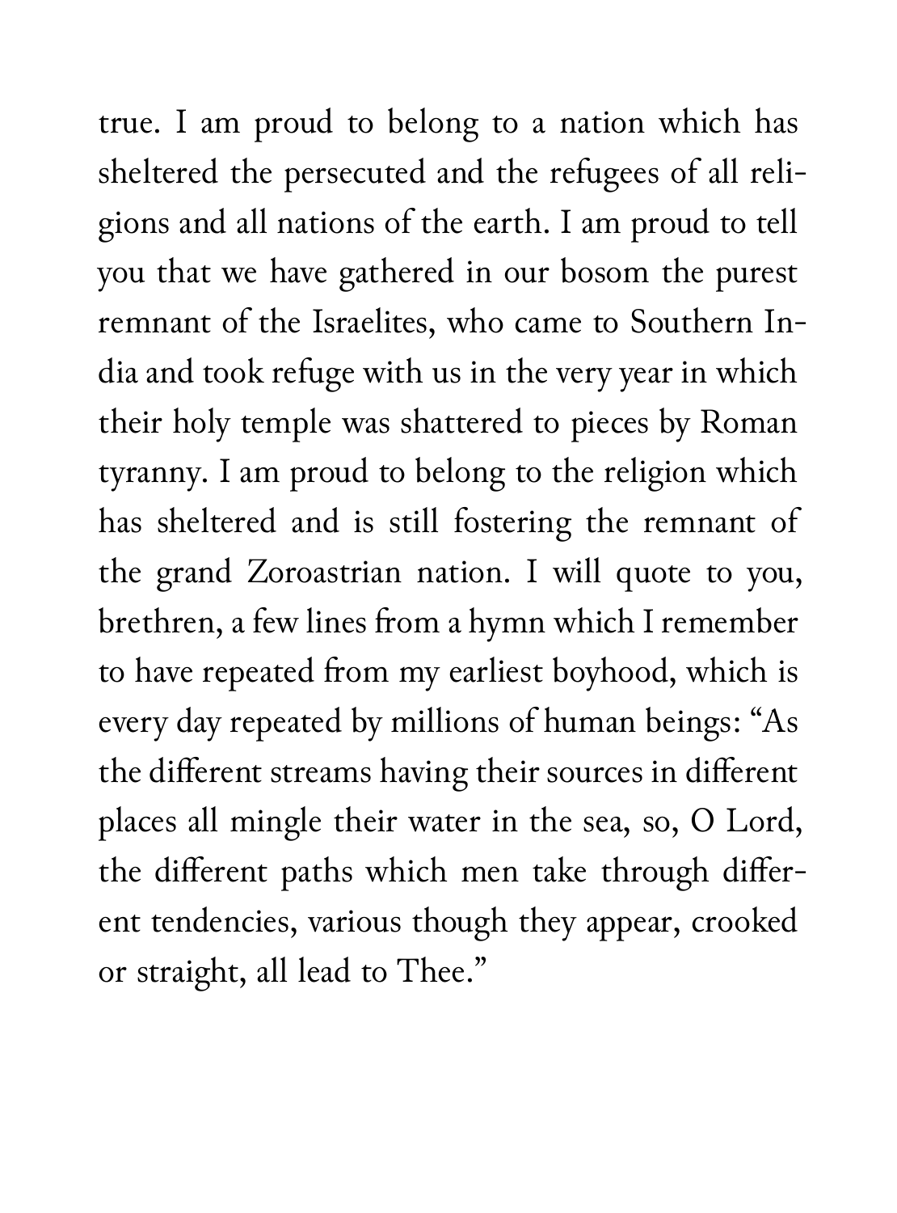true. I am proud to belong to a nation which has sheltered the persecuted and the refugees of all religions and all nations of the earth. I am proud to tell you that we have gathered in our bosom the purest remnant of the Israelites, who came to Southern India and took refuge with us in the very year in which their holy temple was shattered to pieces by Roman tyranny. I am proud to belong to the religion which has sheltered and is still fostering the remnant of the grand Zoroastrian nation. I will quote to you, brethren, a few lines from a hymn which I remember to have repeated from my earliest boyhood, which is every day repeated by millions of human beings: "As the different streams having their sources in different places all mingle their water in the sea, so, O Lord, the different paths which men take through different tendencies, various though they appear, crooked or straight, all lead to Thee."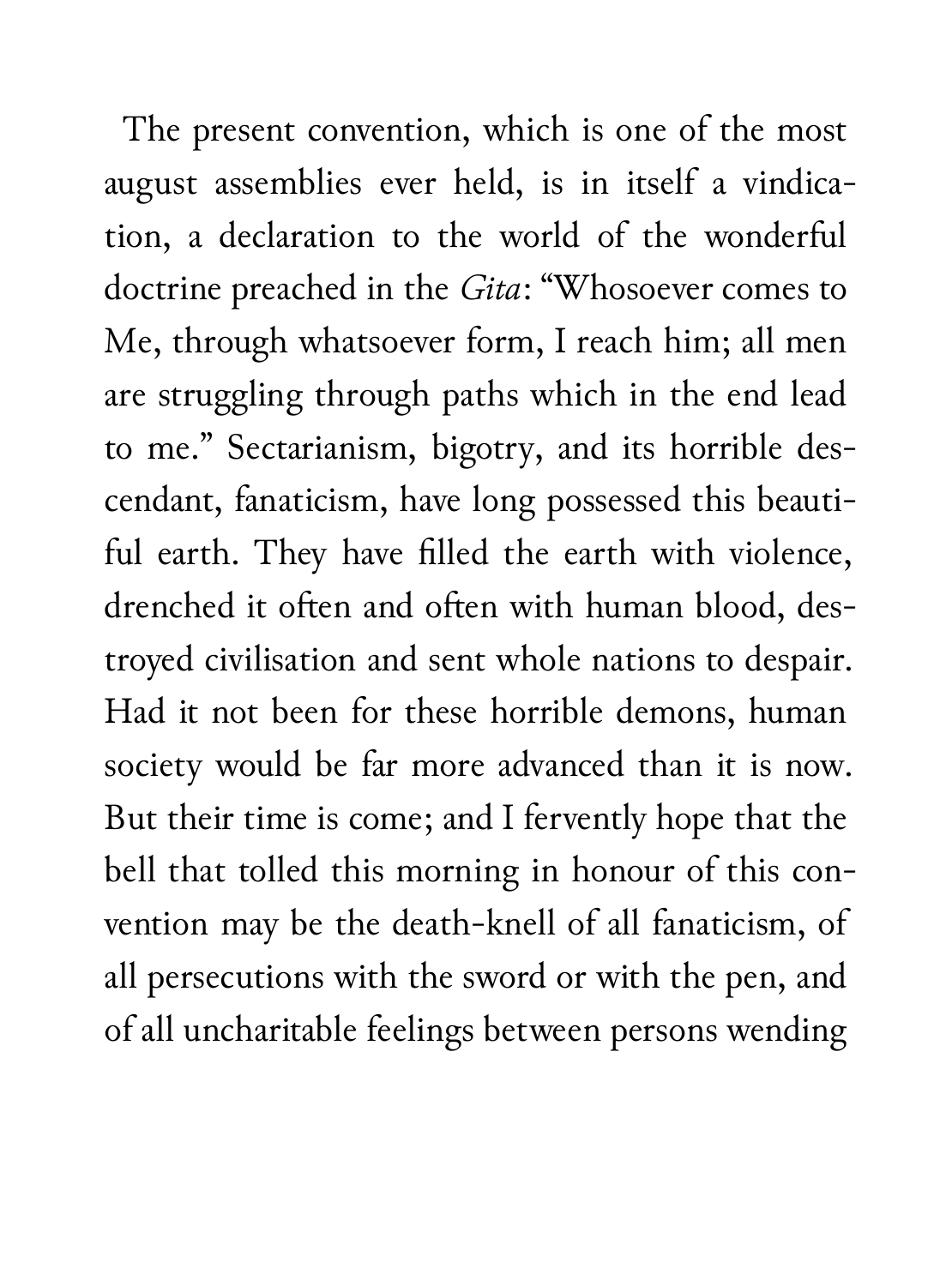The present convention, which is one of the most august assemblies ever held, is in itself a vindication, a declaration to the world of the wonderful doctrine preached in the *Gita*: "Whosoever comes to Me, through whatsoever form, I reach him; all men are struggling through paths which in the end lead to me." Sectarianism, bigotry, and its horrible descendant, fanaticism, have long possessed this beautiful earth. They have filled the earth with violence, drenched it often and often with human blood, destroyed civilisation and sent whole nations to despair. Had it not been for these horrible demons, human society would be far more advanced than it is now. But their time is come; and I fervently hope that the bell that tolled this morning in honour of this convention may be the death-knell of all fanaticism, of all persecutions with the sword or with the pen, and of all uncharitable feelings between persons wending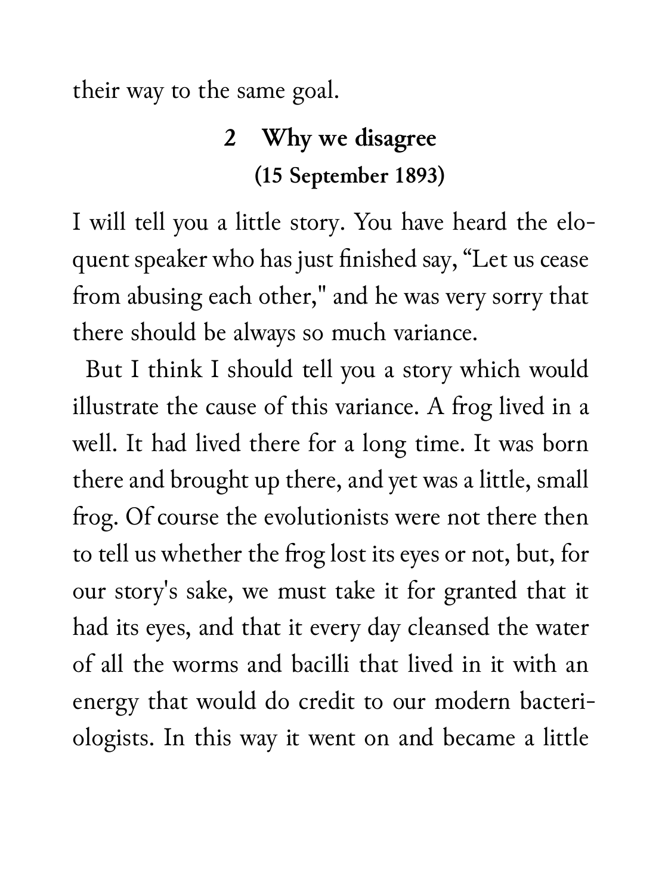their way to the same goal.

## 2 Why we disagree
### (15 September 1893)

I will tell you a little story. You have heard the eloquent speaker who has just finished say, "Let us cease from abusing each other," and he was very sorry that there should be always so much variance.

But I think I should tell you a story which would illustrate the cause of this variance. A frog lived in a well. It had lived there for a long time. It was born there and brought up there, and yet was a little, small frog. Of course the evolutionists were not there then to tell us whether the frog lost its eyes or not, but, for our story's sake, we must take it for granted that it had its eyes, and that it every day cleansed the water of all the worms and bacilli that lived in it with an energy that would do credit to our modern bacteriologists. In this way it went on and became a little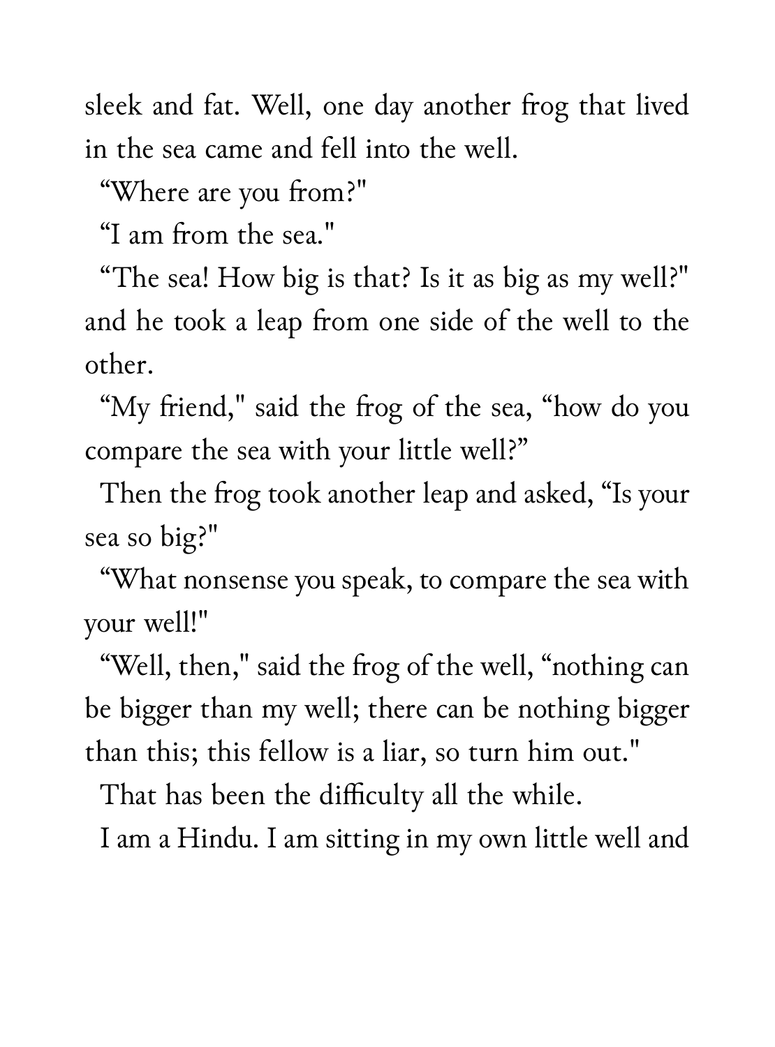sleek and fat. Well, one day another frog that lived in the sea came and fell into the well.

"Where are you from?"

"I am from the sea."

"The sea! How big is that? Is it as big as my well?" and he took a leap from one side of the well to the other.

"My friend," said the frog of the sea, "how do you compare the sea with your little well?"

Then the frog took another leap and asked, "Is your sea so big?"

"What nonsense you speak, to compare the sea with your well!"

"Well, then," said the frog of the well, "nothing can be bigger than my well; there can be nothing bigger than this; this fellow is a liar, so turn him out."

That has been the difficulty all the while.

I am a Hindu. I am sitting in my own little well and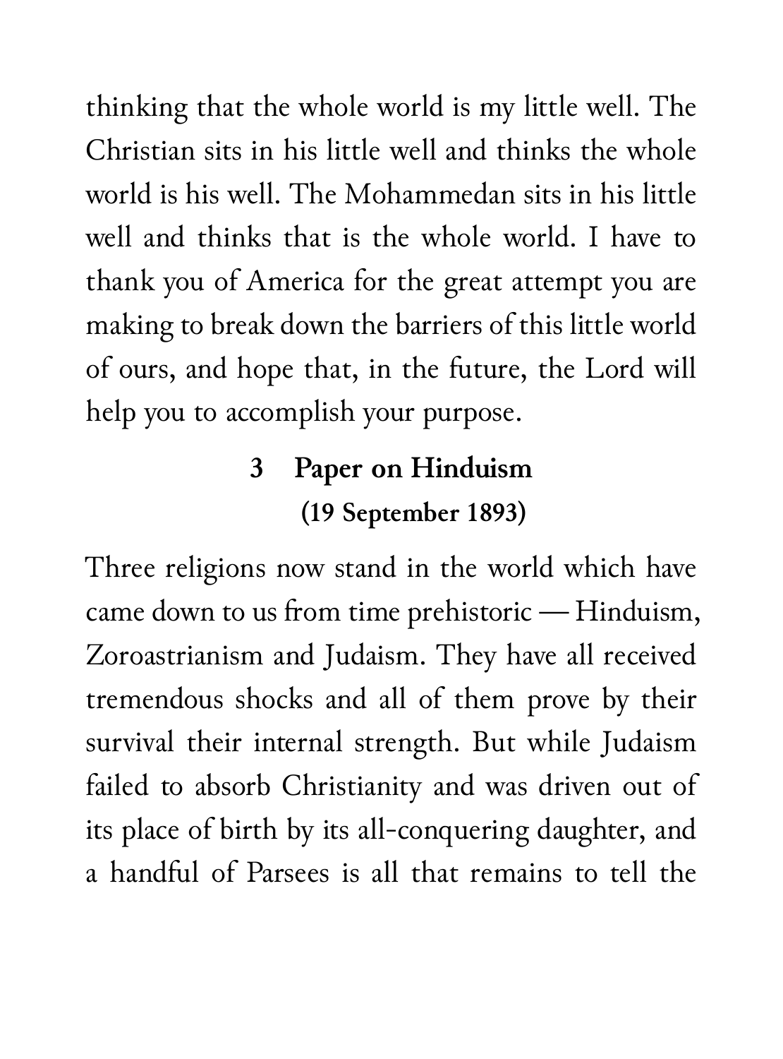thinking that the whole world is my little well. The Christian sits in his little well and thinks the whole world is his well. The Mohammedan sits in his little well and thinks that is the whole world. I have to thank you of America for the great attempt you are making to break down the barriers of this little world of ours, and hope that, in the future, the Lord will help you to accomplish your purpose.

## 3 Paper on Hinduism

### (19 September 1893)

Three religions now stand in the world which have came down to us from time prehistoric — Hinduism, Zoroastrianism and Judaism. They have all received tremendous shocks and all of them prove by their survival their internal strength. But while Judaism failed to absorb Christianity and was driven out of its place of birth by its all-conquering daughter, and a handful of Parsees is all that remains to tell the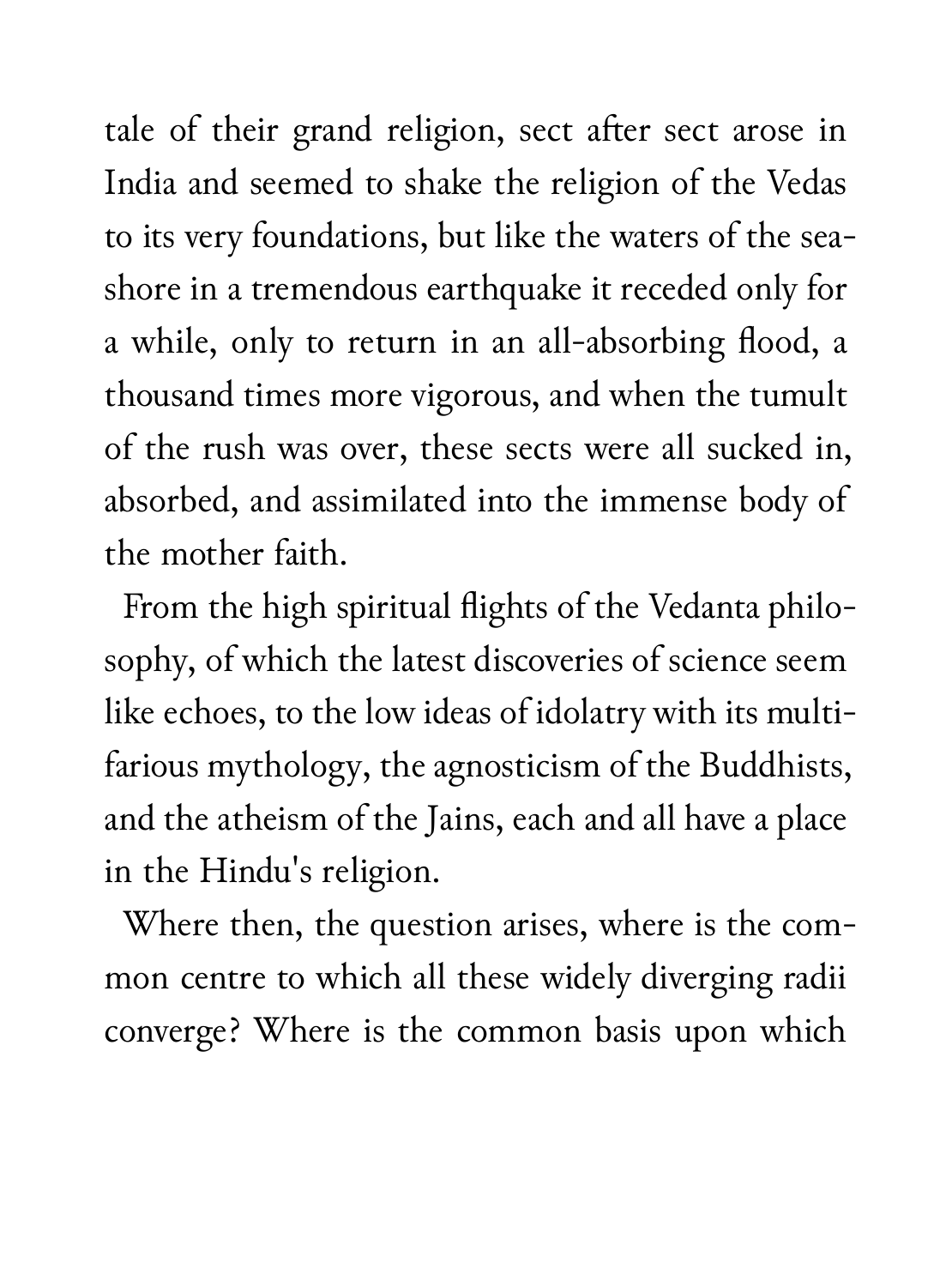tale of their grand religion, sect after sect arose in India and seemed to shake the religion of the Vedas to its very foundations, but like the waters of the seashore in a tremendous earthquake it receded only for a while, only to return in an all-absorbing flood, a thousand times more vigorous, and when the tumult of the rush was over, these sects were all sucked in, absorbed, and assimilated into the immense body of the mother faith.

From the high spiritual flights of the Vedanta philosophy, of which the latest discoveries of science seem like echoes, to the low ideas of idolatry with its multifarious mythology, the agnosticism of the Buddhists, and the atheism of the Jains, each and all have a place in the Hindu's religion.

Where then, the question arises, where is the common centre to which all these widely diverging radii converge? Where is the common basis upon which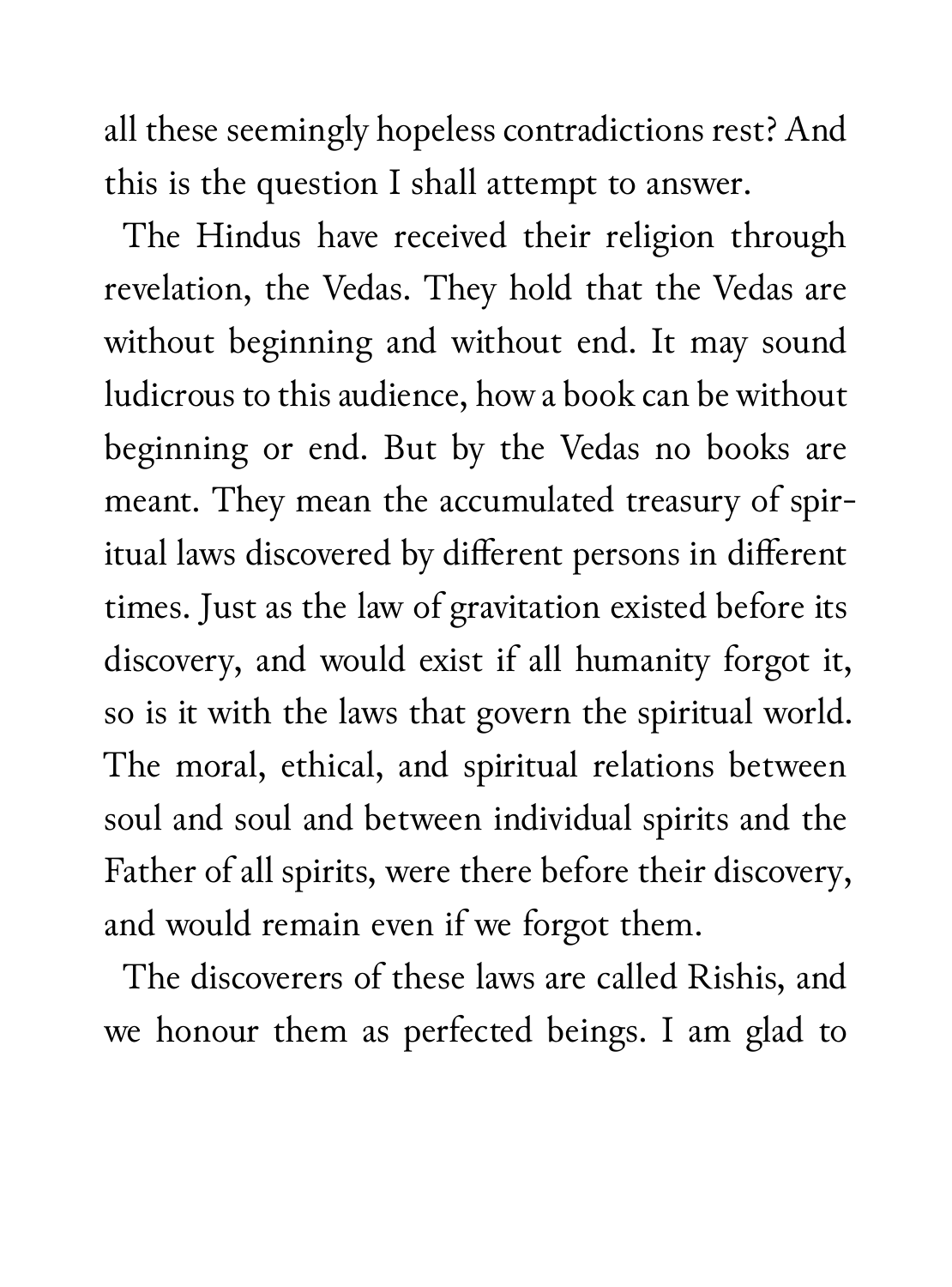all these seemingly hopeless contradictions rest? And this is the question I shall attempt to answer.

The Hindus have received their religion through revelation, the Vedas. They hold that the Vedas are without beginning and without end. It may sound ludicrous to this audience, how a book can be without beginning or end. But by the Vedas no books are meant. They mean the accumulated treasury of spiritual laws discovered by different persons in different times. Just as the law of gravitation existed before its discovery, and would exist if all humanity forgot it, so is it with the laws that govern the spiritual world. The moral, ethical, and spiritual relations between soul and soul and between individual spirits and the Father of all spirits, were there before their discovery, and would remain even if we forgot them.

The discoverers of these laws are called Rishis, and we honour them as perfected beings. I am glad to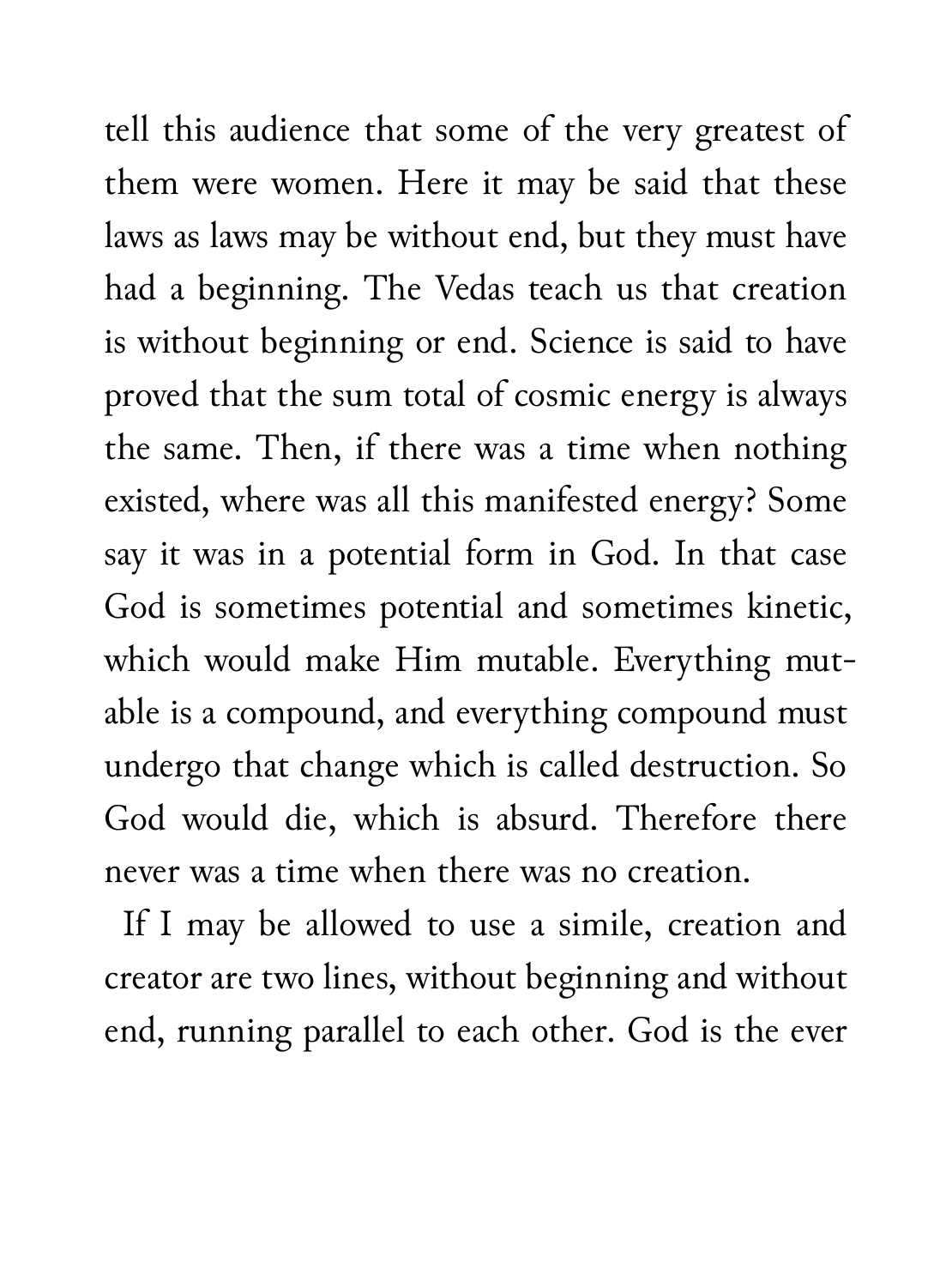tell this audience that some of the very greatest of them were women. Here it may be said that these laws as laws may be without end, but they must have had a beginning. The Vedas teach us that creation is without beginning or end. Science is said to have proved that the sum total of cosmic energy is always the same. Then, if there was a time when nothing existed, where was all this manifested energy? Some say it was in a potential form in God. In that case God is sometimes potential and sometimes kinetic, which would make Him mutable. Everything mutable is a compound, and everything compound must undergo that change which is called destruction. So God would die, which is absurd. Therefore there never was a time when there was no creation.

If I may be allowed to use a simile, creation and creator are two lines, without beginning and without end, running parallel to each other. God is the ever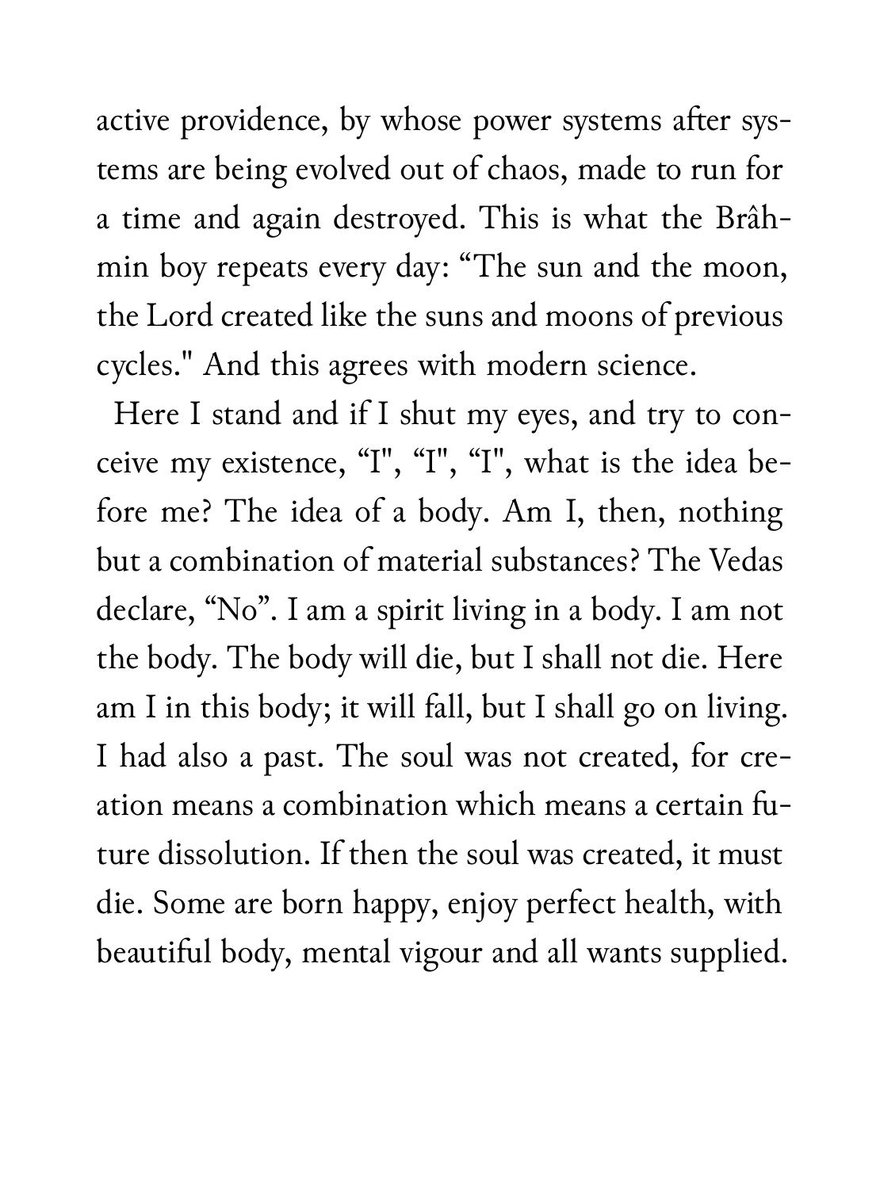active providence, by whose power systems after systems are being evolved out of chaos, made to run for a time and again destroyed. This is what the Brâhmin boy repeats every day: "The sun and the moon, the Lord created like the suns and moons of previous cycles." And this agrees with modern science.

Here I stand and if I shut my eyes, and try to conceive my existence, "I", "I", "I", what is the idea before me? The idea of a body. Am I, then, nothing but a combination of material substances? The Vedas declare, "No". I am a spirit living in a body. I am not the body. The body will die, but I shall not die. Here am I in this body; it will fall, but I shall go on living. I had also a past. The soul was not created, for creation means a combination which means a certain future dissolution. If then the soul was created, it must die. Some are born happy, enjoy perfect health, with beautiful body, mental vigour and all wants supplied.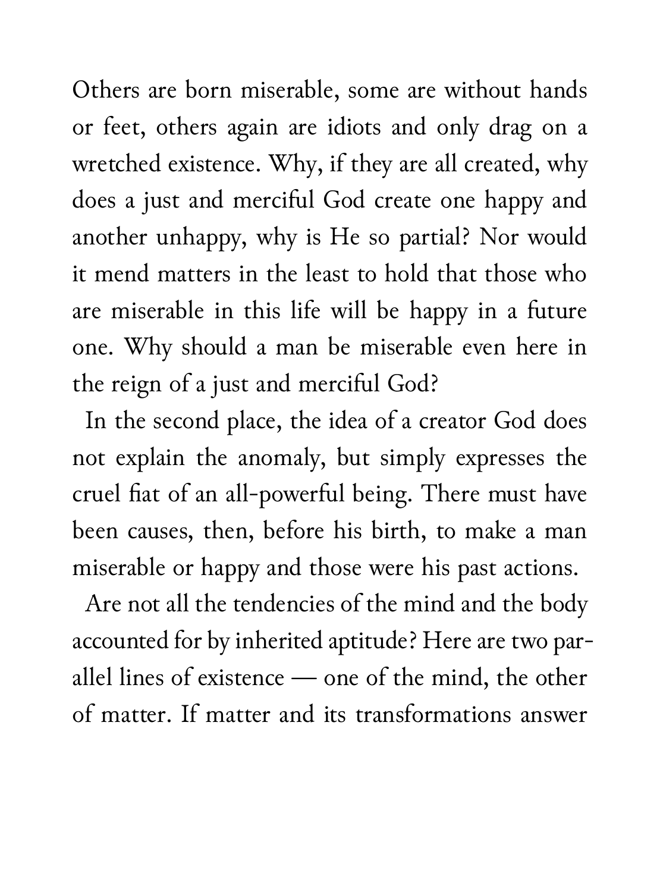Others are born miserable, some are without hands or feet, others again are idiots and only drag on a wretched existence. Why, if they are all created, why does a just and merciful God create one happy and another unhappy, why is He so partial? Nor would it mend matters in the least to hold that those who are miserable in this life will be happy in a future one. Why should a man be miserable even here in the reign of a just and merciful God?

In the second place, the idea of a creator God does not explain the anomaly, but simply expresses the cruel fiat of an all-powerful being. There must have been causes, then, before his birth, to make a man miserable or happy and those were his past actions.

Are not all the tendencies of the mind and the body accounted for by inherited aptitude? Here are two parallel lines of existence — one of the mind, the other of matter. If matter and its transformations answer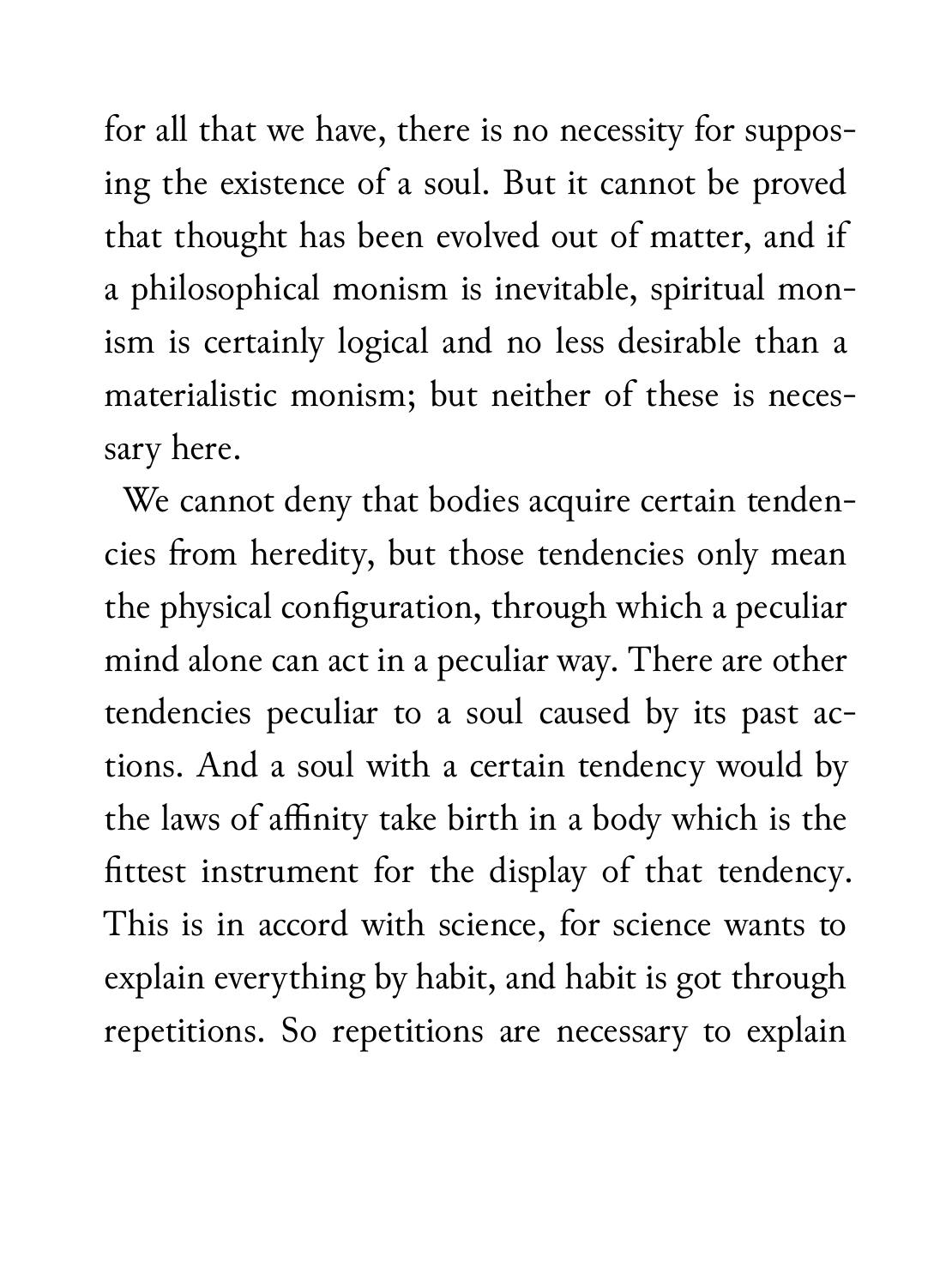for all that we have, there is no necessity for supposing the existence of a soul. But it cannot be proved that thought has been evolved out of matter, and if a philosophical monism is inevitable, spiritual monism is certainly logical and no less desirable than a materialistic monism; but neither of these is necessary here.

We cannot deny that bodies acquire certain tendencies from heredity, but those tendencies only mean the physical configuration, through which a peculiar mind alone can act in a peculiar way. There are other tendencies peculiar to a soul caused by its past actions. And a soul with a certain tendency would by the laws of affinity take birth in a body which is the fittest instrument for the display of that tendency. This is in accord with science, for science wants to explain everything by habit, and habit is got through repetitions. So repetitions are necessary to explain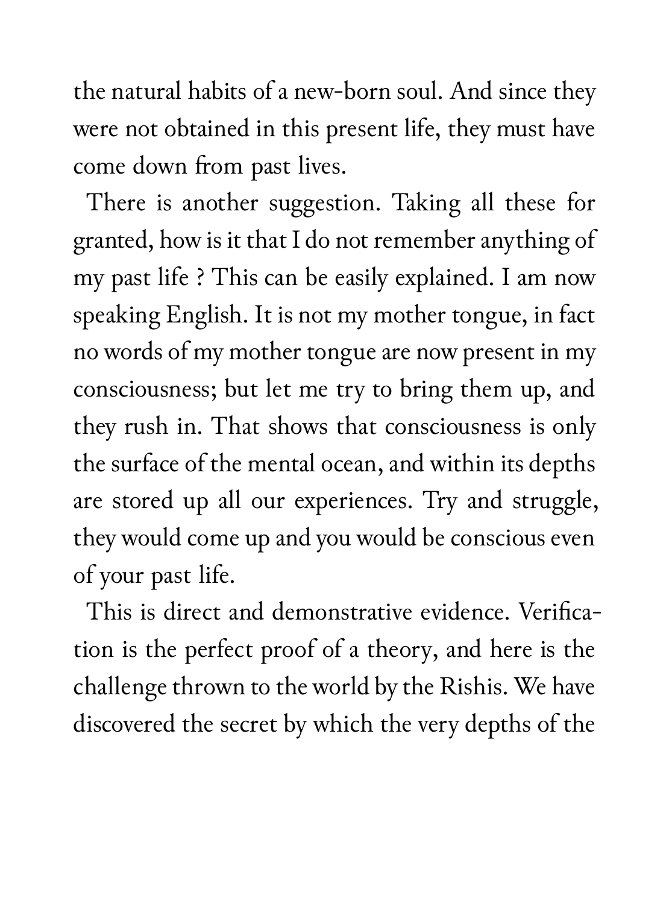the natural habits of a new-born soul. And since they were not obtained in this present life, they must have come down from past lives.

There is another suggestion. Taking all these for granted, how is it that I do not remember anything of my past life ? This can be easily explained. I am now speaking English. It is not my mother tongue, in fact no words of my mother tongue are now present in my consciousness; but let me try to bring them up, and they rush in. That shows that consciousness is only the surface of the mental ocean, and within its depths are stored up all our experiences. Try and struggle, they would come up and you would be conscious even of your past life.

This is direct and demonstrative evidence. Verification is the perfect proof of a theory, and here is the challenge thrown to the world by the Rishis. We have discovered the secret by which the very depths of the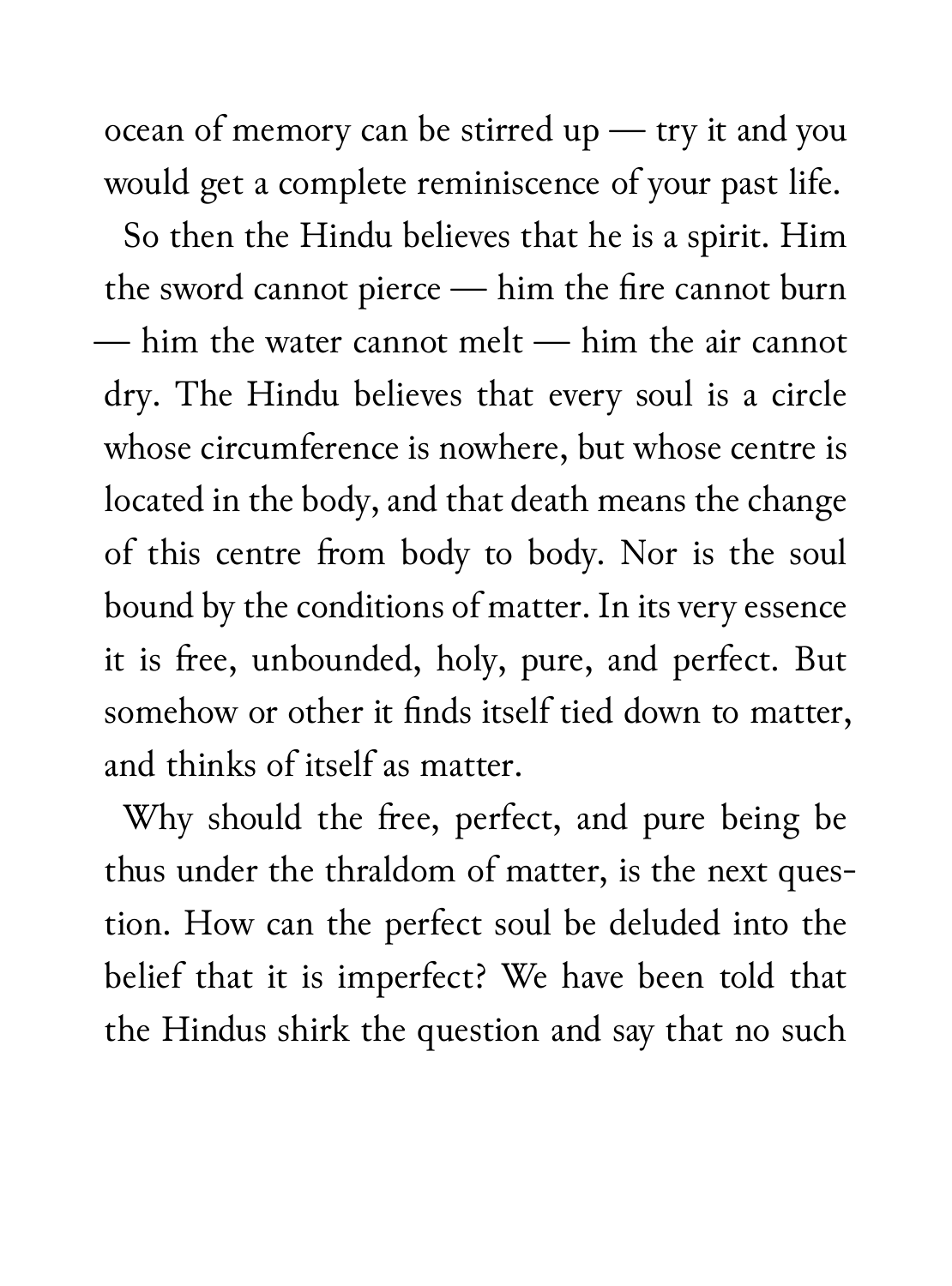ocean of memory can be stirred up — try it and you would get a complete reminiscence of your past life.

So then the Hindu believes that he is a spirit. Him the sword cannot pierce — him the fire cannot burn — him the water cannot melt — him the air cannot dry. The Hindu believes that every soul is a circle whose circumference is nowhere, but whose centre is located in the body, and that death means the change of this centre from body to body. Nor is the soul bound by the conditions of matter. In its very essence it is free, unbounded, holy, pure, and perfect. But somehow or other it finds itself tied down to matter, and thinks of itself as matter.

Why should the free, perfect, and pure being be thus under the thraldom of matter, is the next question. How can the perfect soul be deluded into the belief that it is imperfect? We have been told that the Hindus shirk the question and say that no such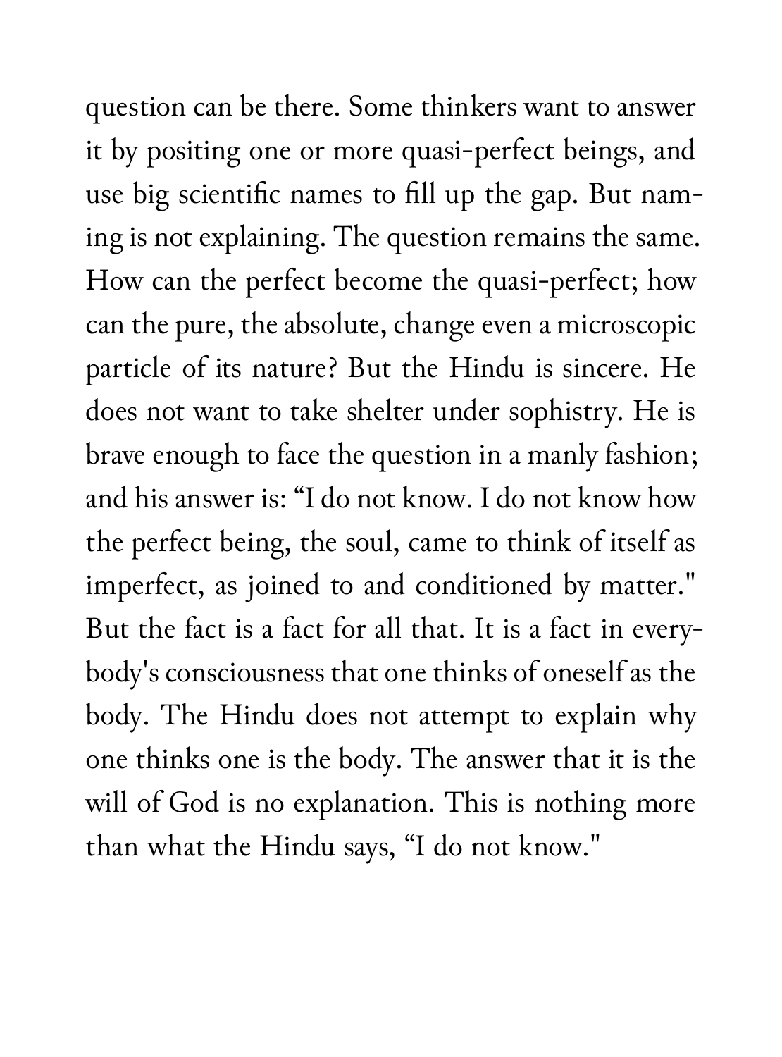question can be there. Some thinkers want to answer it by positing one or more quasi-perfect beings, and use big scientific names to fill up the gap. But naming is not explaining. The question remains the same. How can the perfect become the quasi-perfect; how can the pure, the absolute, change even a microscopic particle of its nature? But the Hindu is sincere. He does not want to take shelter under sophistry. He is brave enough to face the question in a manly fashion; and his answer is: "I do not know. I do not know how the perfect being, the soul, came to think of itself as imperfect, as joined to and conditioned by matter." But the fact is a fact for all that. It is a fact in everybody's consciousness that one thinks of oneself as the body. The Hindu does not attempt to explain why one thinks one is the body. The answer that it is the will of God is no explanation. This is nothing more than what the Hindu says, "I do not know."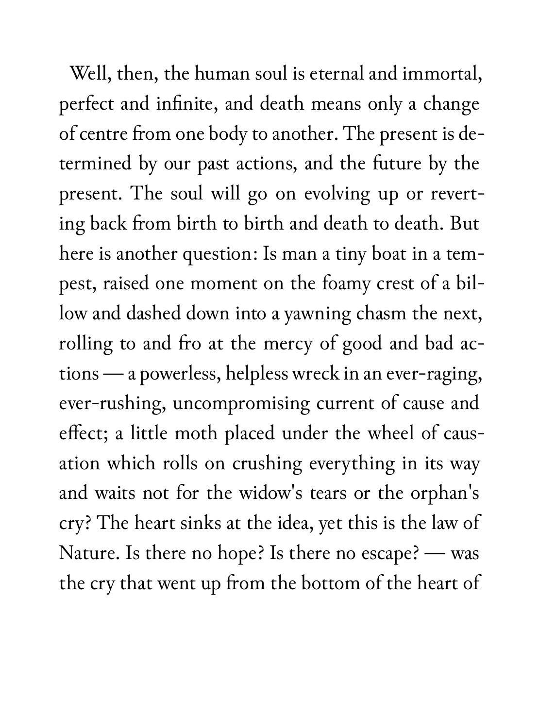Well, then, the human soul is eternal and immortal, perfect and infinite, and death means only a change of centre from one body to another. The present is determined by our past actions, and the future by the present. The soul will go on evolving up or reverting back from birth to birth and death to death. But here is another question: Is man a tiny boat in a tempest, raised one moment on the foamy crest of a billow and dashed down into a yawning chasm the next, rolling to and fro at the mercy of good and bad actions — a powerless, helpless wreck in an ever-raging, ever-rushing, uncompromising current of cause and effect; a little moth placed under the wheel of causation which rolls on crushing everything in its way and waits not for the widow's tears or the orphan's cry? The heart sinks at the idea, yet this is the law of Nature. Is there no hope? Is there no escape? — was the cry that went up from the bottom of the heart of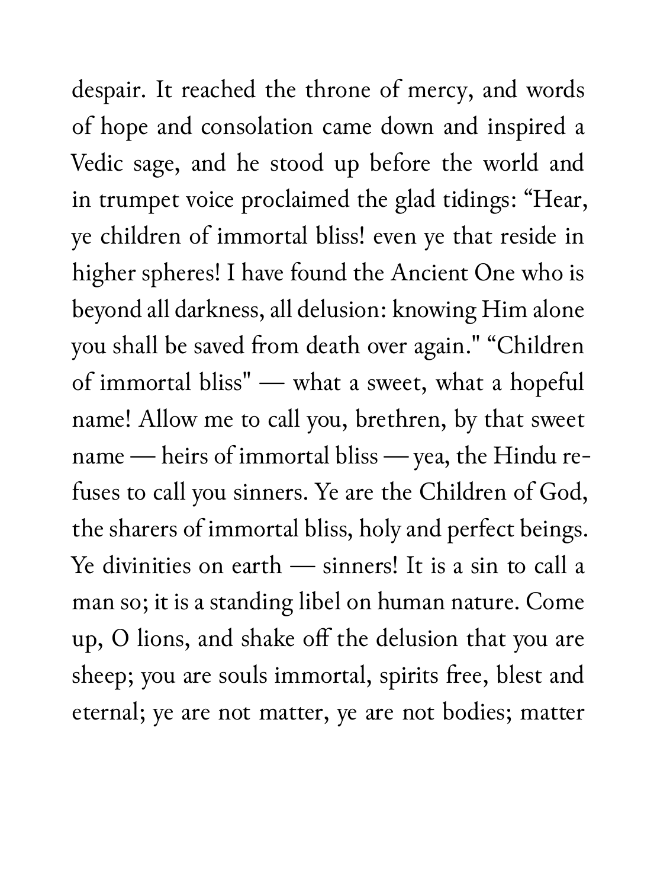despair. It reached the throne of mercy, and words of hope and consolation came down and inspired a Vedic sage, and he stood up before the world and in trumpet voice proclaimed the glad tidings: "Hear, ye children of immortal bliss! even ye that reside in higher spheres! I have found the Ancient One who is beyond all darkness, all delusion: knowing Him alone you shall be saved from death over again." "Children of immortal bliss" — what a sweet, what a hopeful name! Allow me to call you, brethren, by that sweet name — heirs of immortal bliss — yea, the Hindu refuses to call you sinners. Ye are the Children of God, the sharers of immortal bliss, holy and perfect beings. Ye divinities on earth — sinners! It is a sin to call a man so; it is a standing libel on human nature. Come up, O lions, and shake off the delusion that you are sheep; you are souls immortal, spirits free, blest and eternal; ye are not matter, ye are not bodies; matter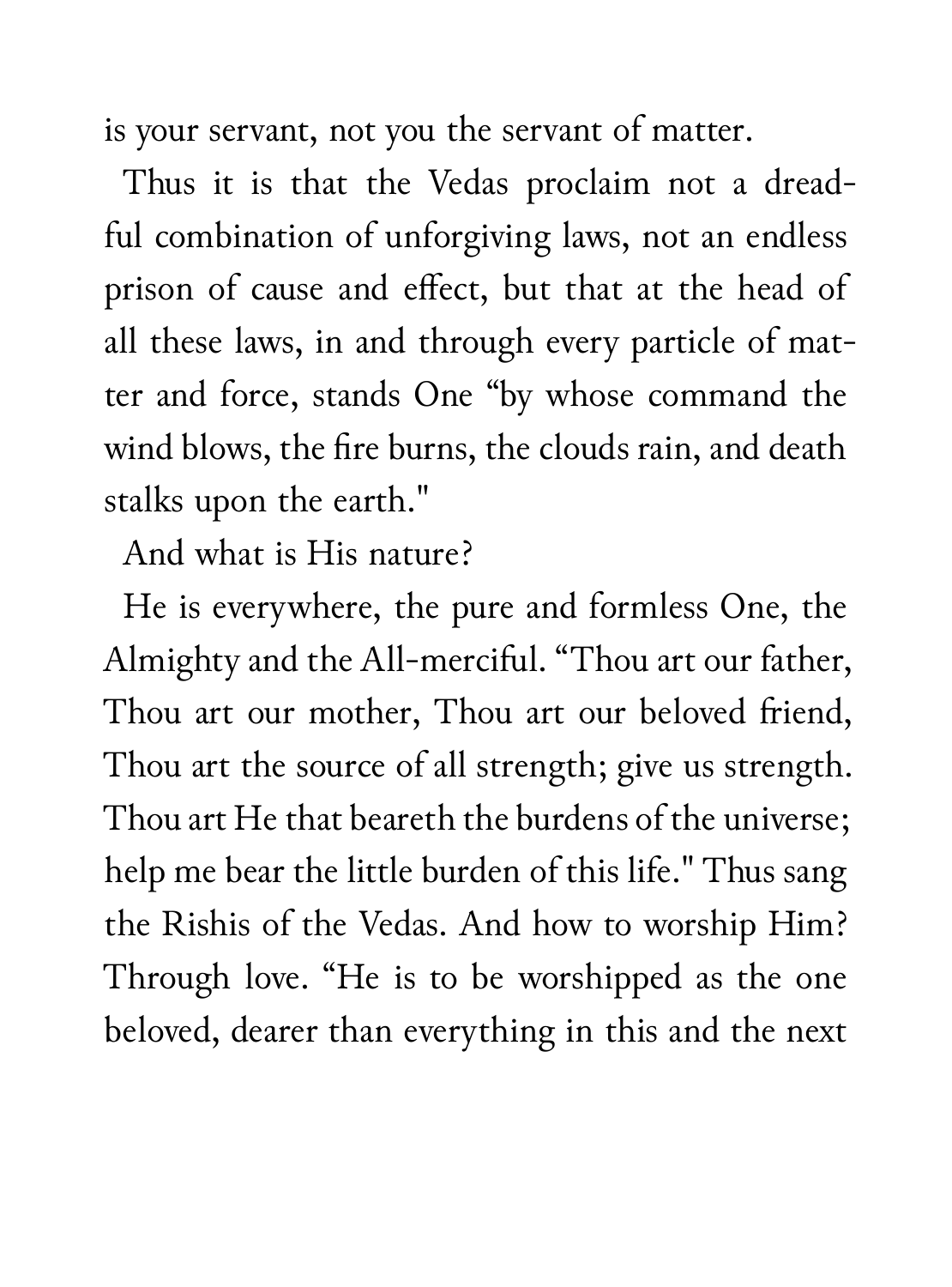is your servant, not you the servant of matter.

Thus it is that the Vedas proclaim not a dreadful combination of unforgiving laws, not an endless prison of cause and effect, but that at the head of all these laws, in and through every particle of matter and force, stands One "by whose command the wind blows, the fire burns, the clouds rain, and death stalks upon the earth."

And what is His nature?

He is everywhere, the pure and formless One, the Almighty and the All-merciful. "Thou art our father, Thou art our mother, Thou art our beloved friend, Thou art the source of all strength; give us strength. Thou art He that beareth the burdens of the universe; help me bear the little burden of this life." Thus sang the Rishis of the Vedas. And how to worship Him? Through love. "He is to be worshipped as the one beloved, dearer than everything in this and the next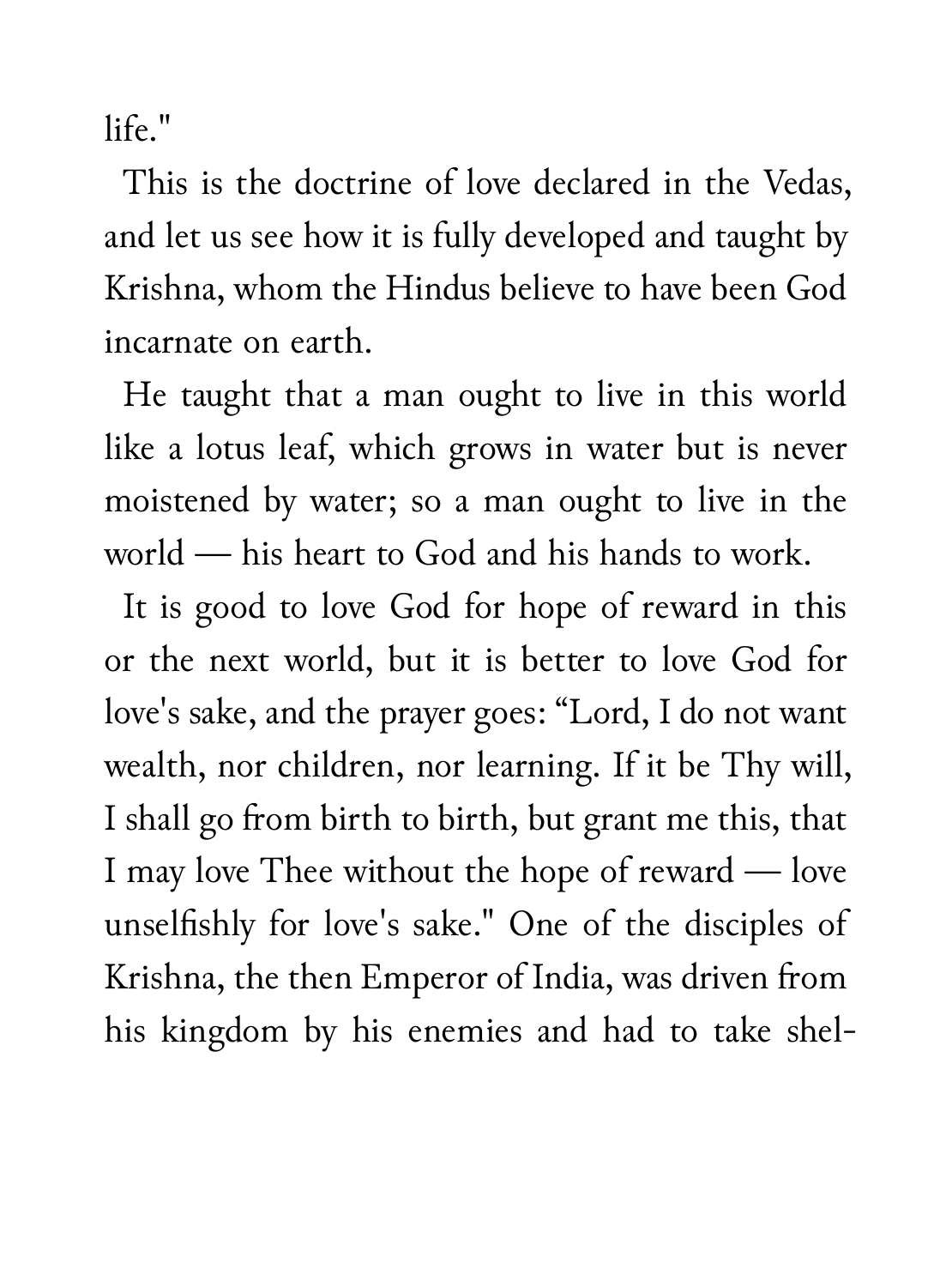life."

This is the doctrine of love declared in the Vedas, and let us see how it is fully developed and taught by Krishna, whom the Hindus believe to have been God incarnate on earth.

He taught that a man ought to live in this world like a lotus leaf, which grows in water but is never moistened by water; so a man ought to live in the world — his heart to God and his hands to work.

It is good to love God for hope of reward in this or the next world, but it is better to love God for love's sake, and the prayer goes: "Lord, I do not want wealth, nor children, nor learning. If it be Thy will, I shall go from birth to birth, but grant me this, that I may love Thee without the hope of reward — love unselfishly for love's sake." One of the disciples of Krishna, the then Emperor of India, was driven from his kingdom by his enemies and had to take shel-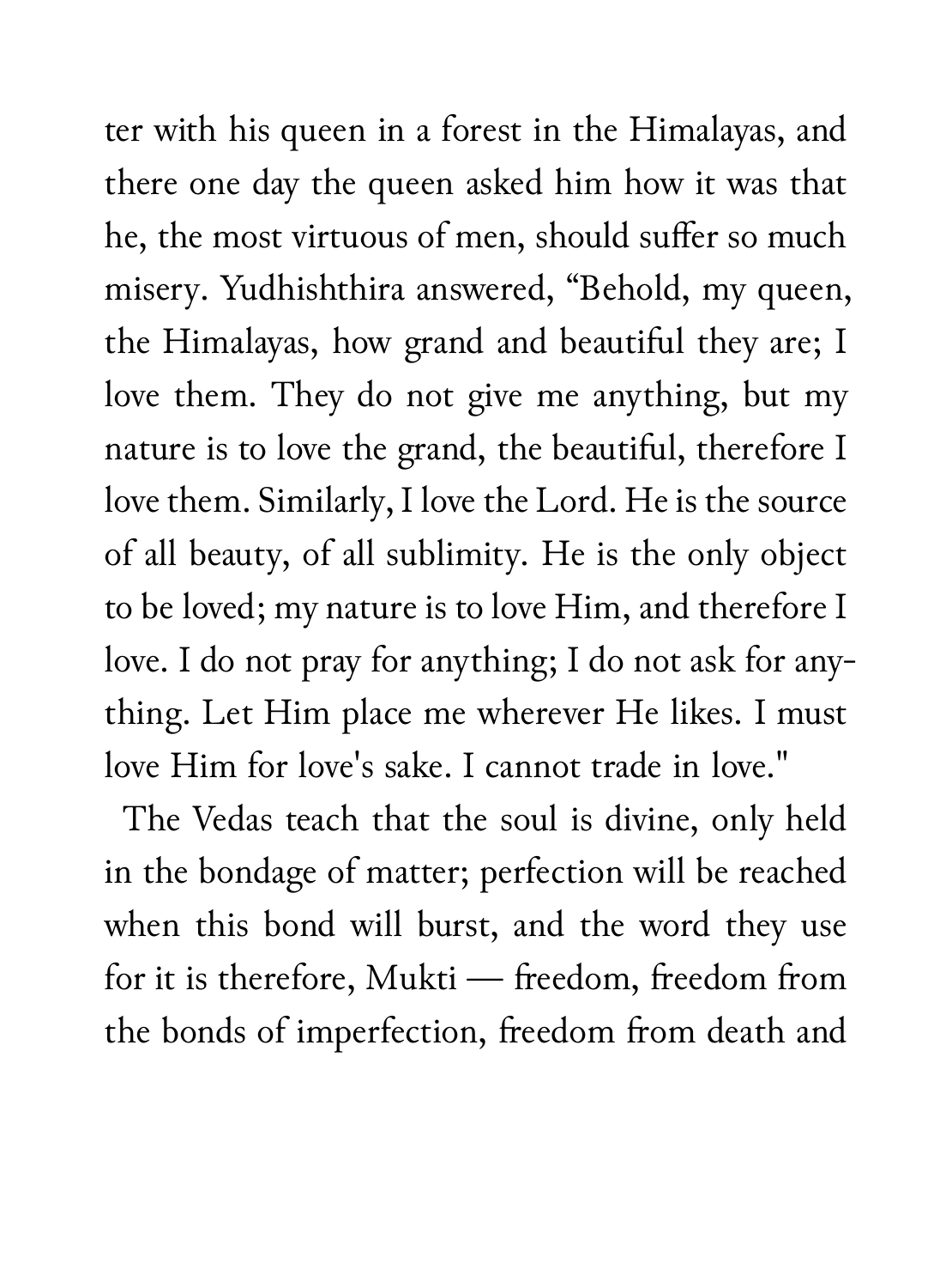ter with his queen in a forest in the Himalayas, and there one day the queen asked him how it was that he, the most virtuous of men, should suffer so much misery. Yudhishthira answered, "Behold, my queen, the Himalayas, how grand and beautiful they are; I love them. They do not give me anything, but my nature is to love the grand, the beautiful, therefore I love them. Similarly, I love the Lord. He is the source of all beauty, of all sublimity. He is the only object to be loved; my nature is to love Him, and therefore I love. I do not pray for anything; I do not ask for anything. Let Him place me wherever He likes. I must love Him for love's sake. I cannot trade in love."

The Vedas teach that the soul is divine, only held in the bondage of matter; perfection will be reached when this bond will burst, and the word they use for it is therefore, Mukti — freedom, freedom from the bonds of imperfection, freedom from death and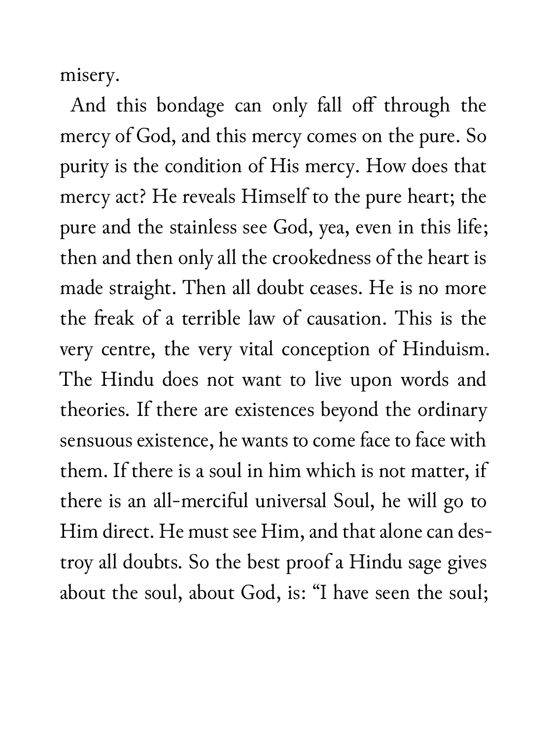misery.

And this bondage can only fall off through the mercy of God, and this mercy comes on the pure. So purity is the condition of His mercy. How does that mercy act? He reveals Himself to the pure heart; the pure and the stainless see God, yea, even in this life; then and then only all the crookedness of the heart is made straight. Then all doubt ceases. He is no more the freak of a terrible law of causation. This is the very centre, the very vital conception of Hinduism. The Hindu does not want to live upon words and theories. If there are existences beyond the ordinary sensuous existence, he wants to come face to face with them. If there is a soul in him which is not matter, if there is an all-merciful universal Soul, he will go to Him direct. He must see Him, and that alone can destroy all doubts. So the best proof a Hindu sage gives about the soul, about God, is: "I have seen the soul;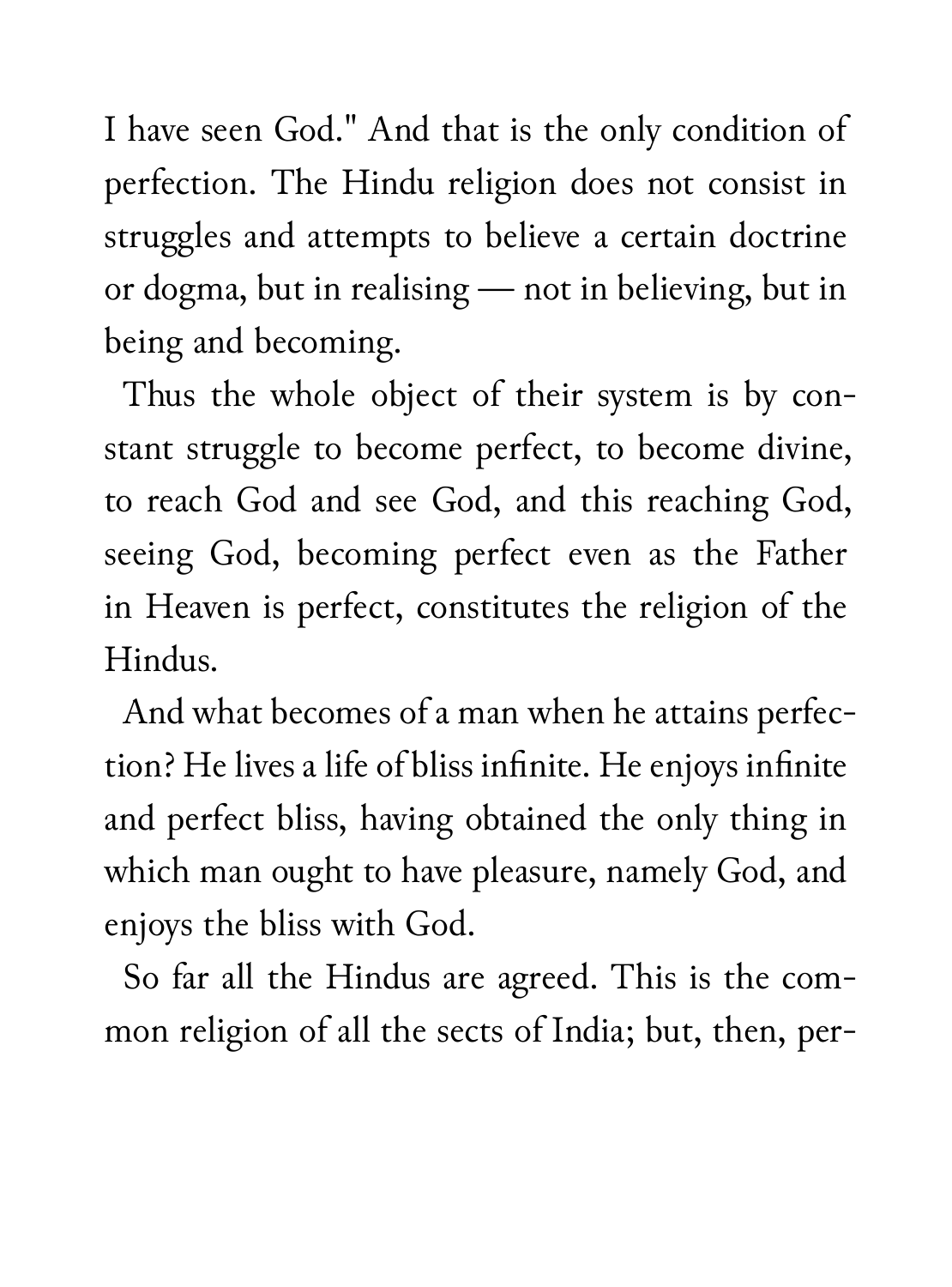I have seen God." And that is the only condition of perfection. The Hindu religion does not consist in struggles and attempts to believe a certain doctrine or dogma, but in realising — not in believing, but in being and becoming.

Thus the whole object of their system is by constant struggle to become perfect, to become divine, to reach God and see God, and this reaching God, seeing God, becoming perfect even as the Father in Heaven is perfect, constitutes the religion of the Hindus.

And what becomes of a man when he attains perfection? He lives a life of bliss infinite. He enjoys infinite and perfect bliss, having obtained the only thing in which man ought to have pleasure, namely God, and enjoys the bliss with God.

So far all the Hindus are agreed. This is the common religion of all the sects of India; but, then, per-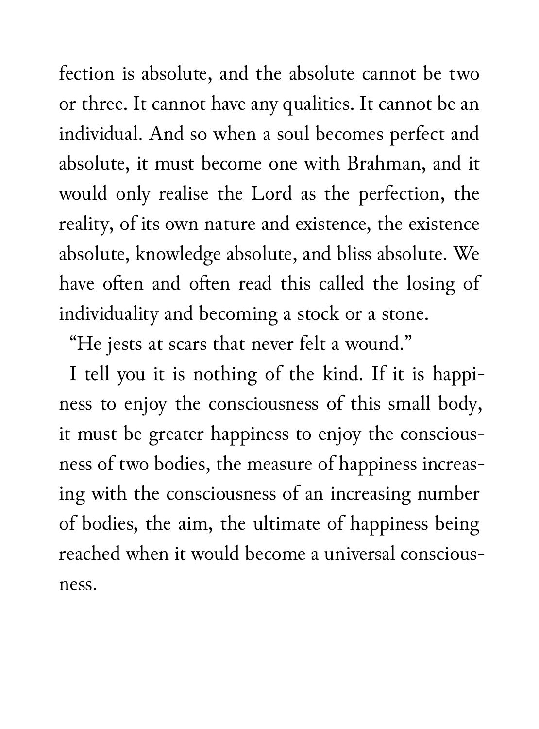fection is absolute, and the absolute cannot be two or three. It cannot have any qualities. It cannot be an individual. And so when a soul becomes perfect and absolute, it must become one with Brahman, and it would only realise the Lord as the perfection, the reality, of its own nature and existence, the existence absolute, knowledge absolute, and bliss absolute. We have often and often read this called the losing of individuality and becoming a stock or a stone.

"He jests at scars that never felt a wound."

I tell you it is nothing of the kind. If it is happiness to enjoy the consciousness of this small body, it must be greater happiness to enjoy the consciousness of two bodies, the measure of happiness increasing with the consciousness of an increasing number of bodies, the aim, the ultimate of happiness being reached when it would become a universal consciousness.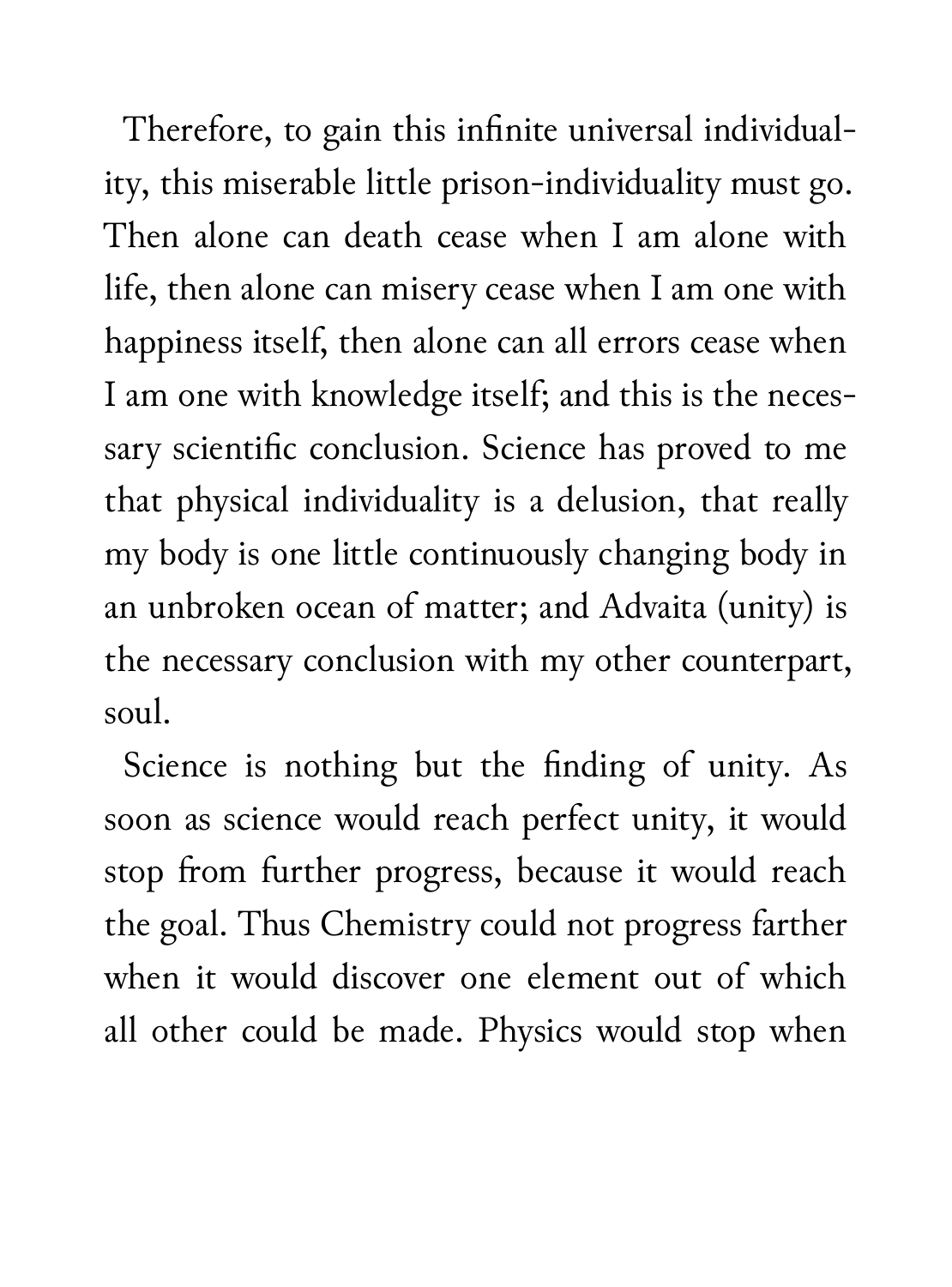Therefore, to gain this infinite universal individuality, this miserable little prison-individuality must go. Then alone can death cease when I am alone with life, then alone can misery cease when I am one with happiness itself, then alone can all errors cease when I am one with knowledge itself; and this is the necessary scientific conclusion. Science has proved to me that physical individuality is a delusion, that really my body is one little continuously changing body in an unbroken ocean of matter; and Advaita (unity) is the necessary conclusion with my other counterpart, soul.

Science is nothing but the finding of unity. As soon as science would reach perfect unity, it would stop from further progress, because it would reach the goal. Thus Chemistry could not progress farther when it would discover one element out of which all other could be made. Physics would stop when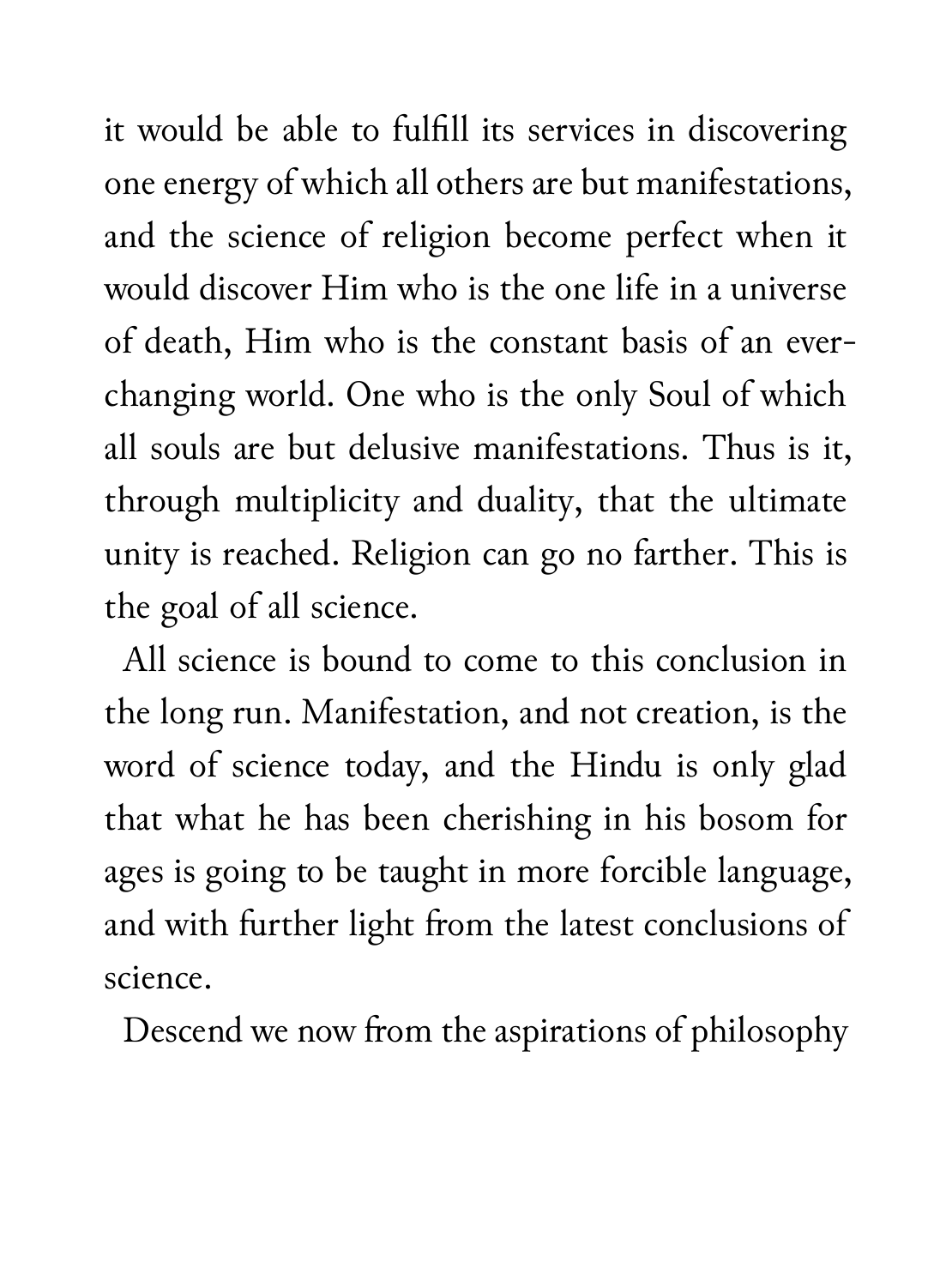it would be able to fulfill its services in discovering one energy of which all others are but manifestations, and the science of religion become perfect when it would discover Him who is the one life in a universe of death, Him who is the constant basis of an ever-changing world. One who is the only Soul of which all souls are but delusive manifestations. Thus is it, through multiplicity and duality, that the ultimate unity is reached. Religion can go no farther. This is the goal of all science.

All science is bound to come to this conclusion in the long run. Manifestation, and not creation, is the word of science today, and the Hindu is only glad that what he has been cherishing in his bosom for ages is going to be taught in more forcible language, and with further light from the latest conclusions of science.

Descend we now from the aspirations of philosophy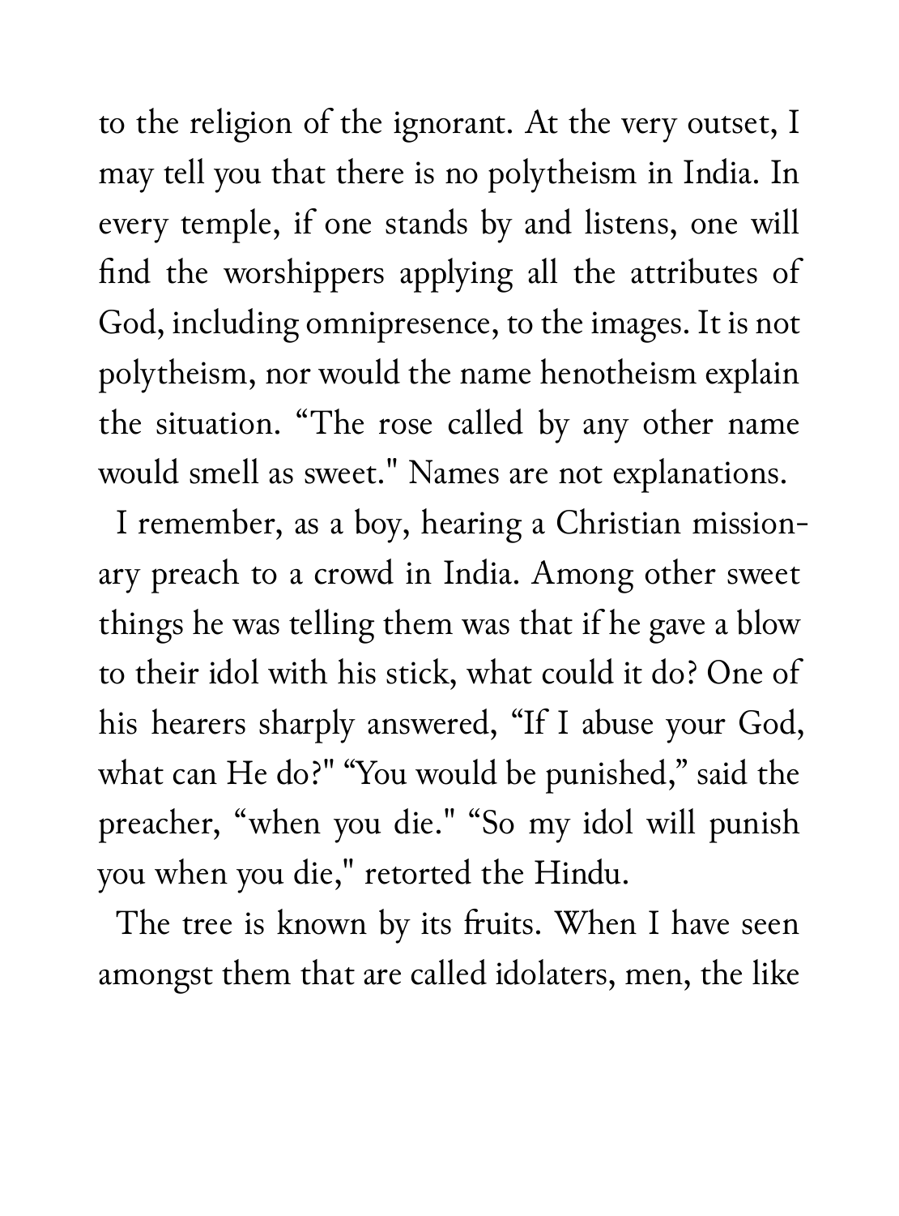to the religion of the ignorant. At the very outset, I may tell you that there is no polytheism in India. In every temple, if one stands by and listens, one will find the worshippers applying all the attributes of God, including omnipresence, to the images. It is not polytheism, nor would the name henotheism explain the situation. "The rose called by any other name would smell as sweet." Names are not explanations.

I remember, as a boy, hearing a Christian missionary preach to a crowd in India. Among other sweet things he was telling them was that if he gave a blow to their idol with his stick, what could it do? One of his hearers sharply answered, "If I abuse your God, what can He do?" "You would be punished," said the preacher, "when you die." "So my idol will punish you when you die," retorted the Hindu.

The tree is known by its fruits. When I have seen amongst them that are called idolaters, men, the like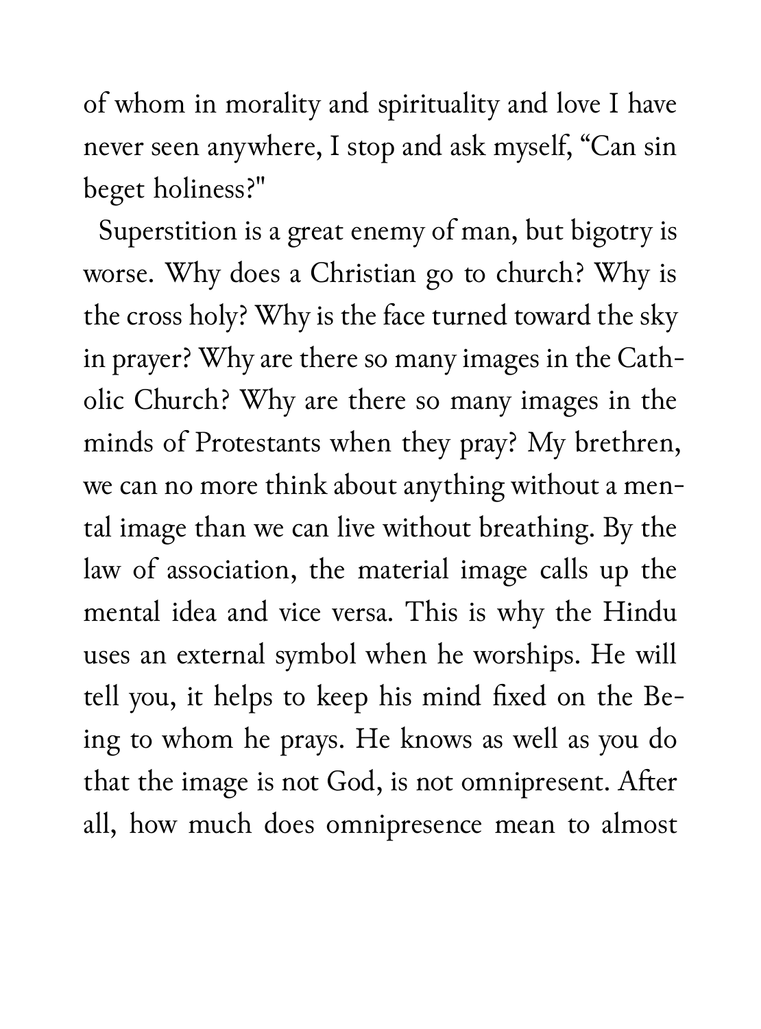of whom in morality and spirituality and love I have never seen anywhere, I stop and ask myself, "Can sin beget holiness?"

Superstition is a great enemy of man, but bigotry is worse. Why does a Christian go to church? Why is the cross holy? Why is the face turned toward the sky in prayer? Why are there so many images in the Catholic Church? Why are there so many images in the minds of Protestants when they pray? My brethren, we can no more think about anything without a mental image than we can live without breathing. By the law of association, the material image calls up the mental idea and vice versa. This is why the Hindu uses an external symbol when he worships. He will tell you, it helps to keep his mind fixed on the Being to whom he prays. He knows as well as you do that the image is not God, is not omnipresent. After all, how much does omnipresence mean to almost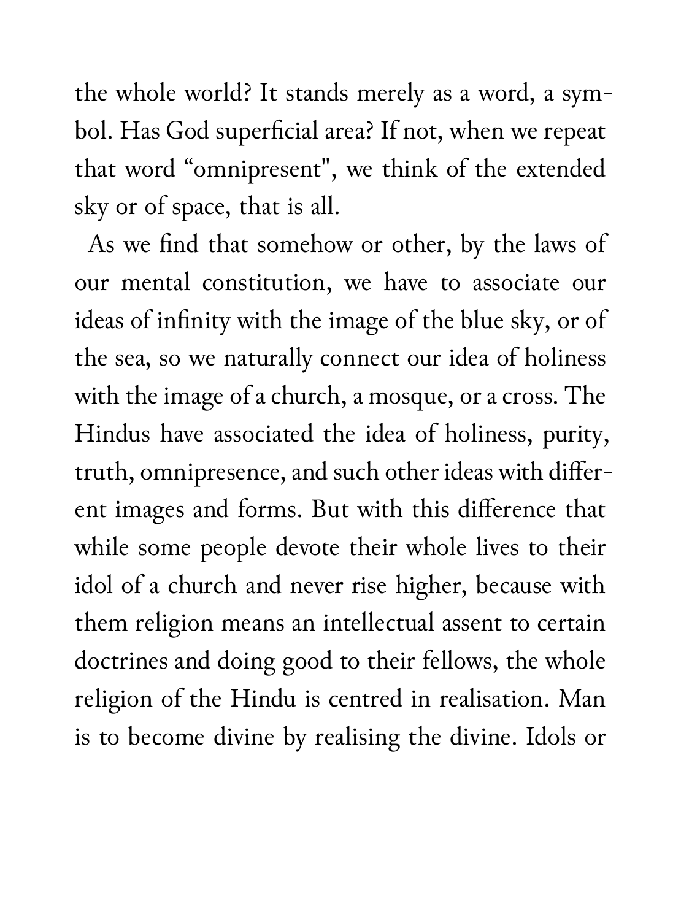the whole world? It stands merely as a word, a symbol. Has God superficial area? If not, when we repeat that word "omnipresent", we think of the extended sky or of space, that is all.

As we find that somehow or other, by the laws of our mental constitution, we have to associate our ideas of infinity with the image of the blue sky, or of the sea, so we naturally connect our idea of holiness with the image of a church, a mosque, or a cross. The Hindus have associated the idea of holiness, purity, truth, omnipresence, and such other ideas with different images and forms. But with this difference that while some people devote their whole lives to their idol of a church and never rise higher, because with them religion means an intellectual assent to certain doctrines and doing good to their fellows, the whole religion of the Hindu is centred in realisation. Man is to become divine by realising the divine. Idols or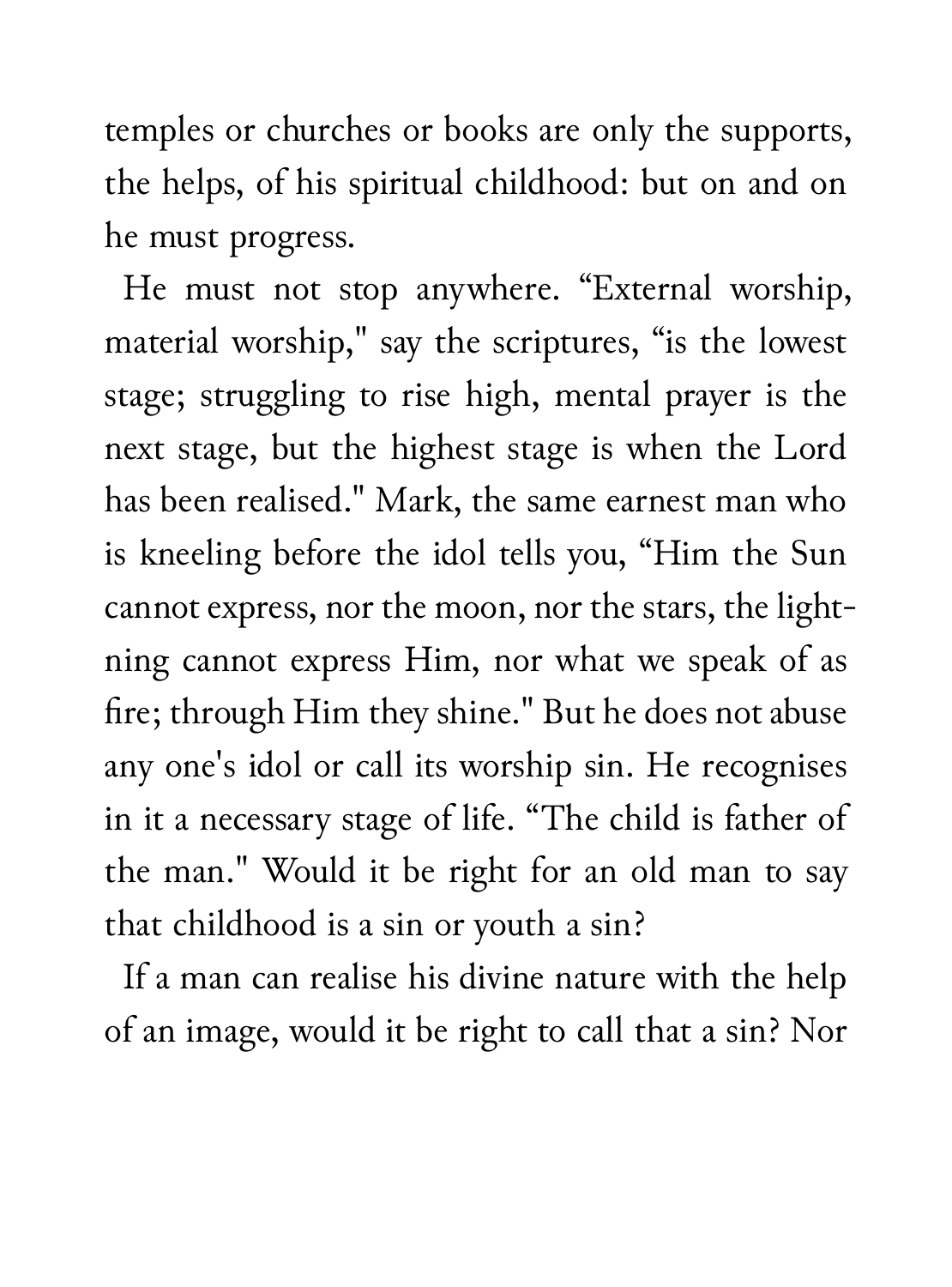temples or churches or books are only the supports, the helps, of his spiritual childhood: but on and on he must progress.

He must not stop anywhere. "External worship, material worship," say the scriptures, "is the lowest stage; struggling to rise high, mental prayer is the next stage, but the highest stage is when the Lord has been realised." Mark, the same earnest man who is kneeling before the idol tells you, "Him the Sun cannot express, nor the moon, nor the stars, the lightning cannot express Him, nor what we speak of as fire; through Him they shine." But he does not abuse any one's idol or call its worship sin. He recognises in it a necessary stage of life. "The child is father of the man." Would it be right for an old man to say that childhood is a sin or youth a sin?

If a man can realise his divine nature with the help of an image, would it be right to call that a sin? Nor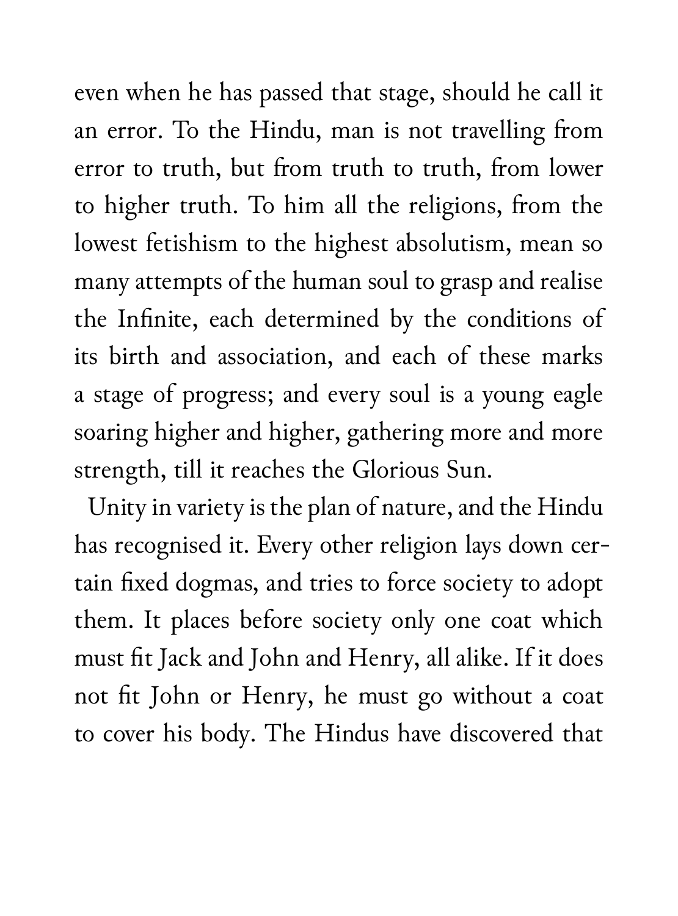even when he has passed that stage, should he call it an error. To the Hindu, man is not travelling from error to truth, but from truth to truth, from lower to higher truth. To him all the religions, from the lowest fetishism to the highest absolutism, mean so many attempts of the human soul to grasp and realise the Infinite, each determined by the conditions of its birth and association, and each of these marks a stage of progress; and every soul is a young eagle soaring higher and higher, gathering more and more strength, till it reaches the Glorious Sun.

Unity in variety is the plan of nature, and the Hindu has recognised it. Every other religion lays down certain fixed dogmas, and tries to force society to adopt them. It places before society only one coat which must fit Jack and John and Henry, all alike. If it does not fit John or Henry, he must go without a coat to cover his body. The Hindus have discovered that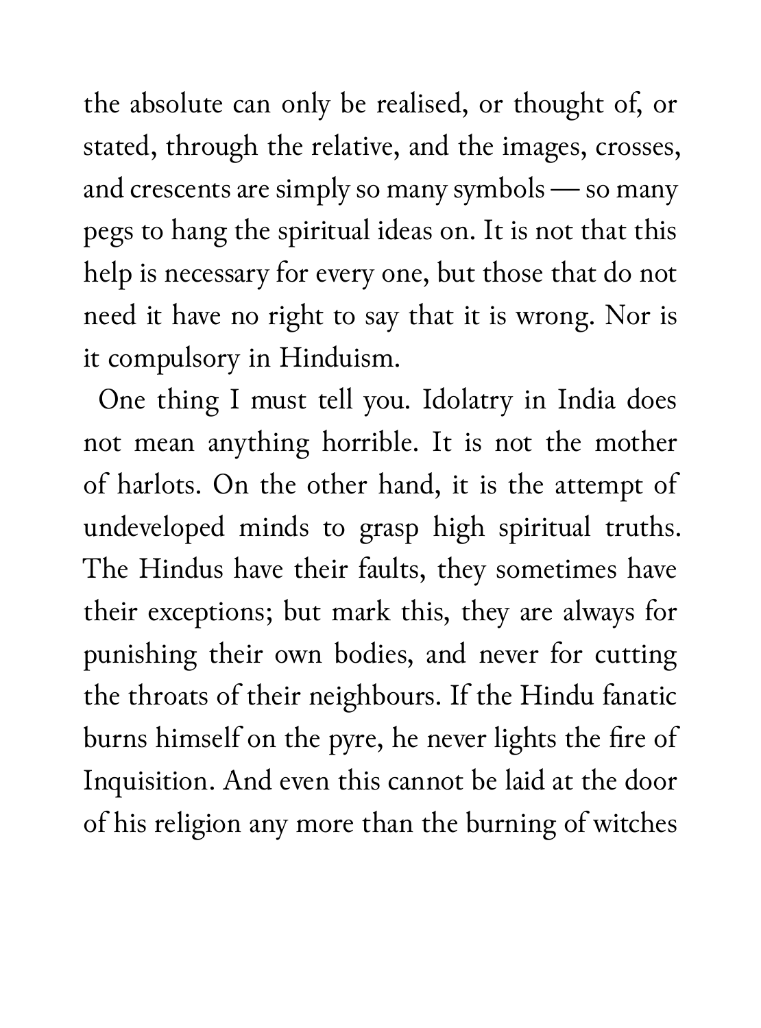the absolute can only be realised, or thought of, or stated, through the relative, and the images, crosses, and crescents are simply so many symbols — so many pegs to hang the spiritual ideas on. It is not that this help is necessary for every one, but those that do not need it have no right to say that it is wrong. Nor is it compulsory in Hinduism.

One thing I must tell you. Idolatry in India does not mean anything horrible. It is not the mother of harlots. On the other hand, it is the attempt of undeveloped minds to grasp high spiritual truths. The Hindus have their faults, they sometimes have their exceptions; but mark this, they are always for punishing their own bodies, and never for cutting the throats of their neighbours. If the Hindu fanatic burns himself on the pyre, he never lights the fire of Inquisition. And even this cannot be laid at the door of his religion any more than the burning of witches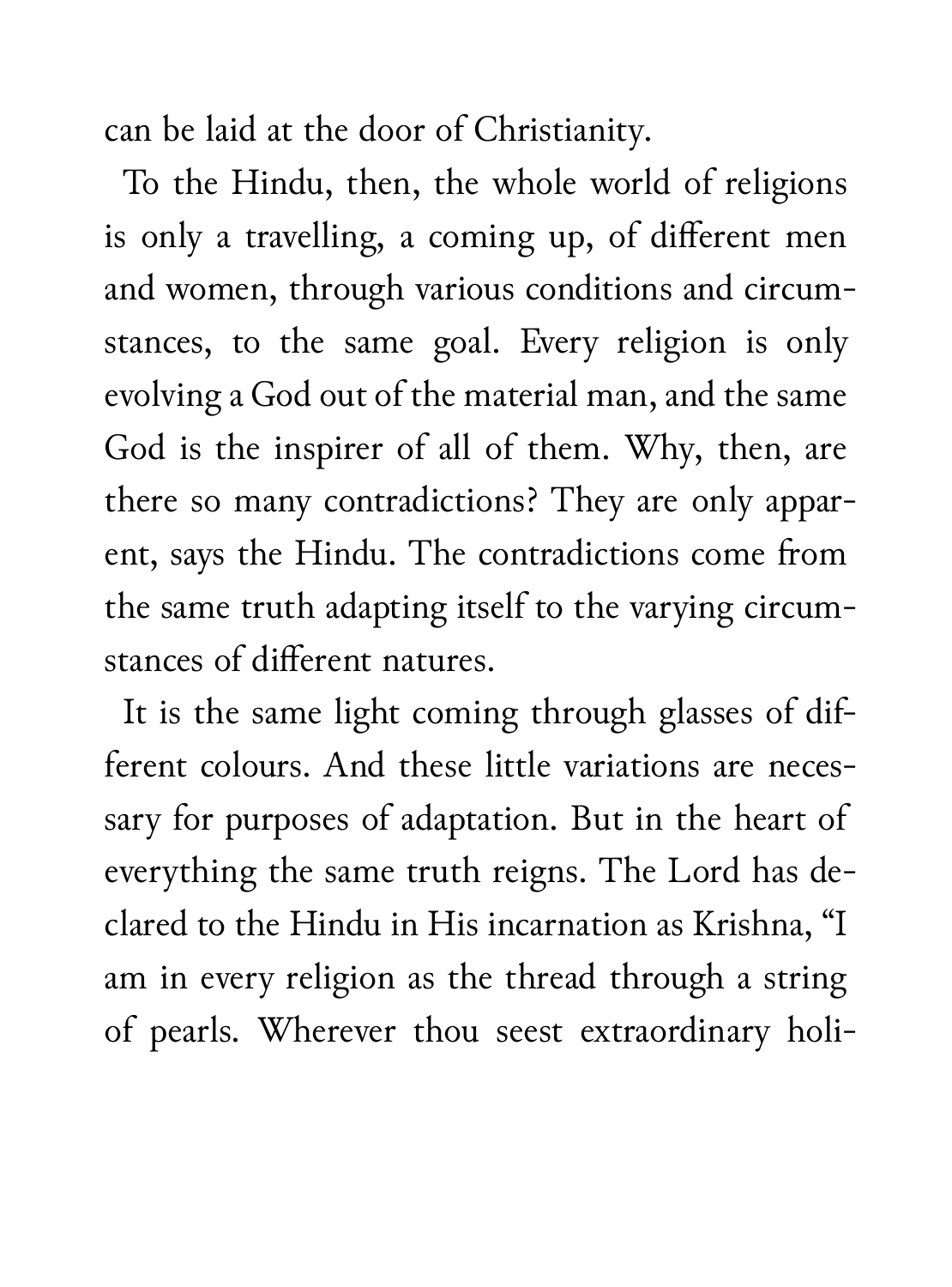can be laid at the door of Christianity.

To the Hindu, then, the whole world of religions is only a travelling, a coming up, of different men and women, through various conditions and circumstances, to the same goal. Every religion is only evolving a God out of the material man, and the same God is the inspirer of all of them. Why, then, are there so many contradictions? They are only apparent, says the Hindu. The contradictions come from the same truth adapting itself to the varying circumstances of different natures.

It is the same light coming through glasses of different colours. And these little variations are necessary for purposes of adaptation. But in the heart of everything the same truth reigns. The Lord has declared to the Hindu in His incarnation as Krishna, "I am in every religion as the thread through a string of pearls. Wherever thou seest extraordinary holi-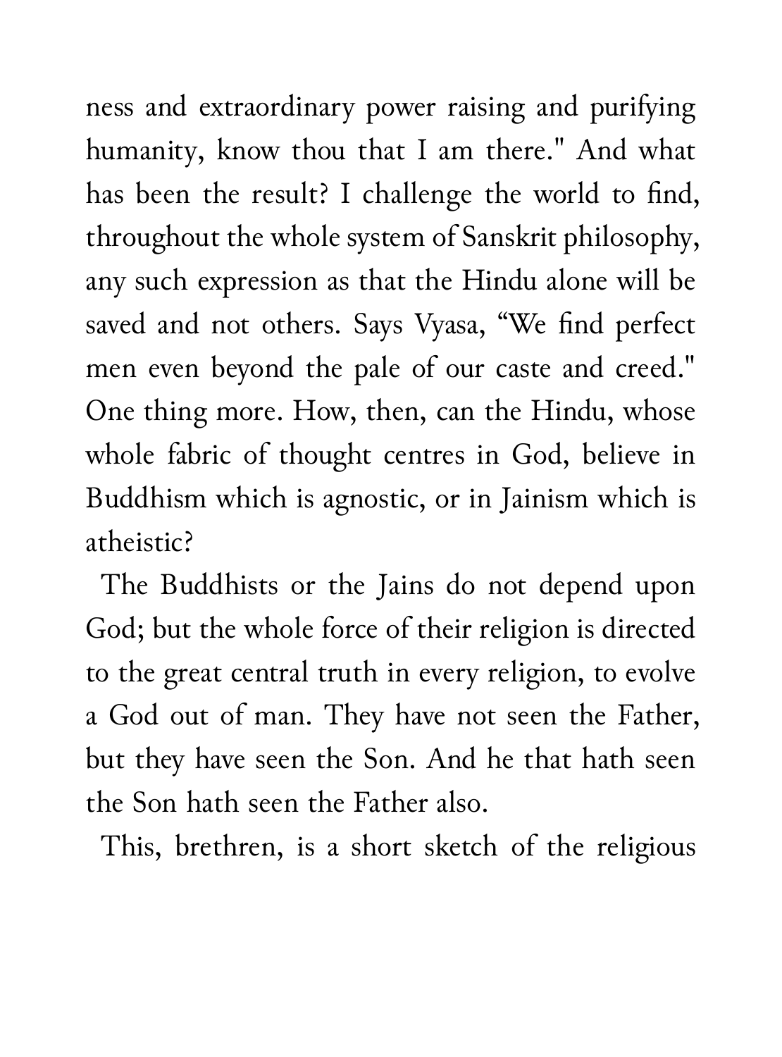ness and extraordinary power raising and purifying humanity, know thou that I am there." And what has been the result? I challenge the world to find, throughout the whole system of Sanskrit philosophy, any such expression as that the Hindu alone will be saved and not others. Says Vyasa, "We find perfect men even beyond the pale of our caste and creed." One thing more. How, then, can the Hindu, whose whole fabric of thought centres in God, believe in Buddhism which is agnostic, or in Jainism which is atheistic?

The Buddhists or the Jains do not depend upon God; but the whole force of their religion is directed to the great central truth in every religion, to evolve a God out of man. They have not seen the Father, but they have seen the Son. And he that hath seen the Son hath seen the Father also.

This, brethren, is a short sketch of the religious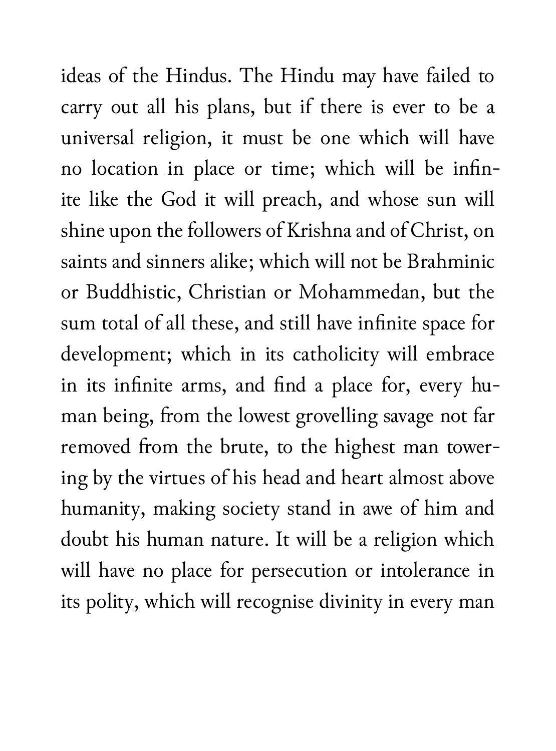ideas of the Hindus. The Hindu may have failed to carry out all his plans, but if there is ever to be a universal religion, it must be one which will have no location in place or time; which will be infinite like the God it will preach, and whose sun will shine upon the followers of Krishna and of Christ, on saints and sinners alike; which will not be Brahminic or Buddhistic, Christian or Mohammedan, but the sum total of all these, and still have infinite space for development; which in its catholicity will embrace in its infinite arms, and find a place for, every human being, from the lowest grovelling savage not far removed from the brute, to the highest man towering by the virtues of his head and heart almost above humanity, making society stand in awe of him and doubt his human nature. It will be a religion which will have no place for persecution or intolerance in its polity, which will recognise divinity in every man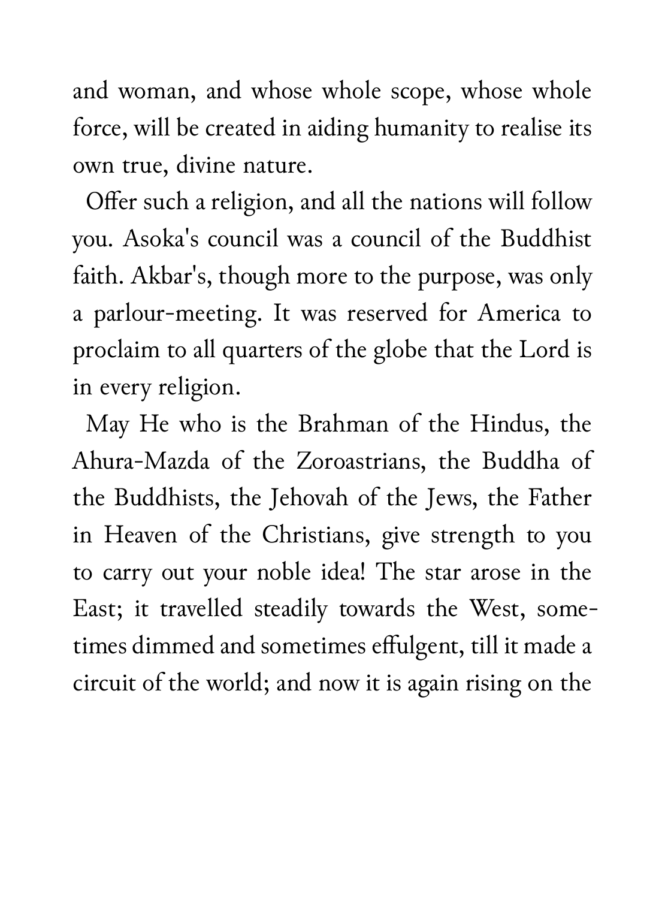and woman, and whose whole scope, whose whole force, will be created in aiding humanity to realise its own true, divine nature.

Offer such a religion, and all the nations will follow you. Asoka's council was a council of the Buddhist faith. Akbar's, though more to the purpose, was only a parlour-meeting. It was reserved for America to proclaim to all quarters of the globe that the Lord is in every religion.

May He who is the Brahman of the Hindus, the Ahura-Mazda of the Zoroastrians, the Buddha of the Buddhists, the Jehovah of the Jews, the Father in Heaven of the Christians, give strength to you to carry out your noble idea! The star arose in the East; it travelled steadily towards the West, sometimes dimmed and sometimes effulgent, till it made a circuit of the world; and now it is again rising on the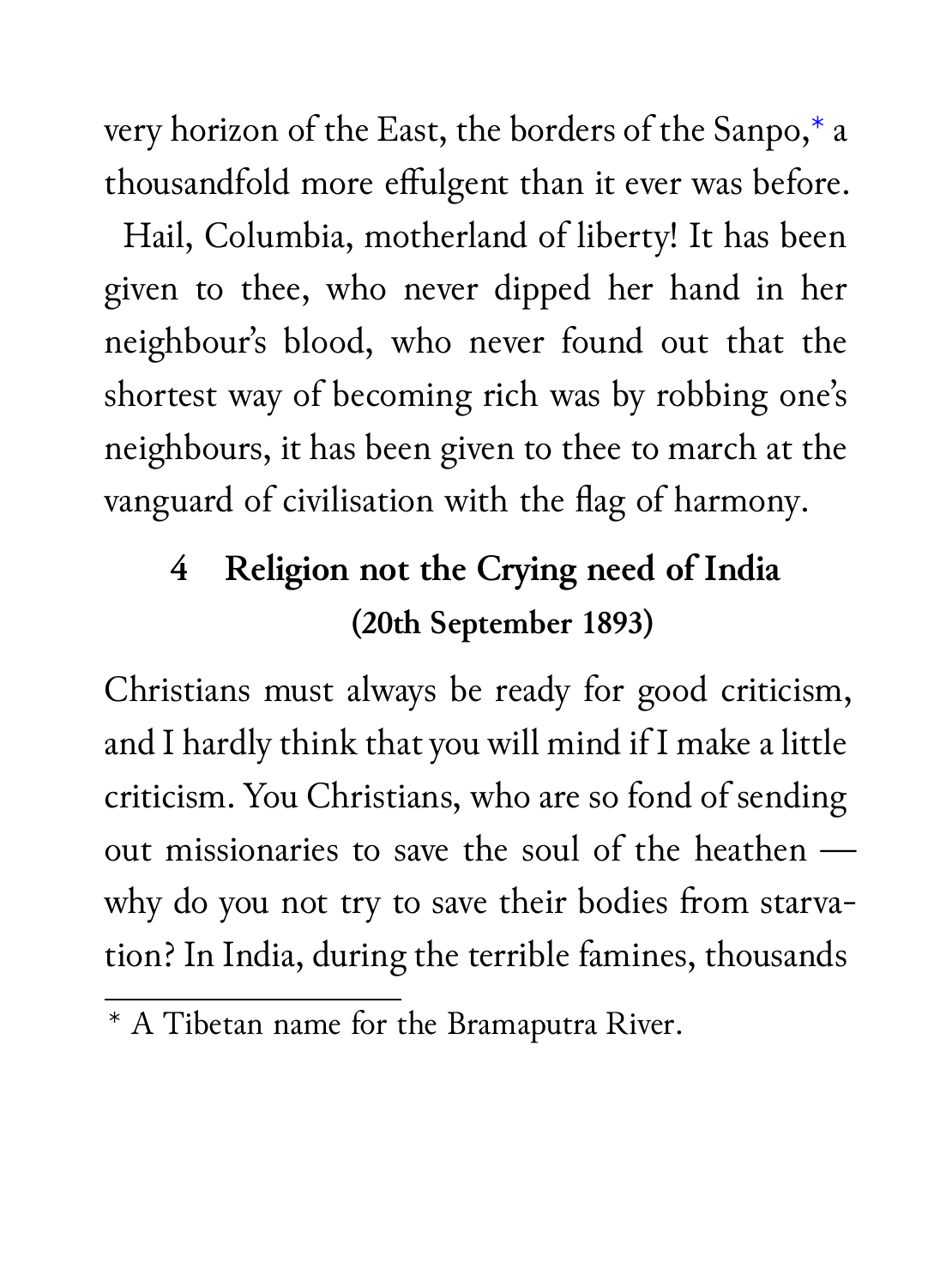very horizon of the East, the borders of the Sanpo,* a thousandfold more effulgent than it ever was before.

Hail, Columbia, motherland of liberty! It has been given to thee, who never dipped her hand in her neighbour's blood, who never found out that the shortest way of becoming rich was by robbing one's neighbours, it has been given to thee to march at the vanguard of civilisation with the flag of harmony.

## 4 Religion not the Crying need of India

**(20th September 1893)**

Christians must always be ready for good criticism, and I hardly think that you will mind if I make a little criticism. You Christians, who are so fond of sending out missionaries to save the soul of the heathen — why do you not try to save their bodies from starvation? In India, during the terrible famines, thousands

---

* A Tibetan name for the Bramaputra River.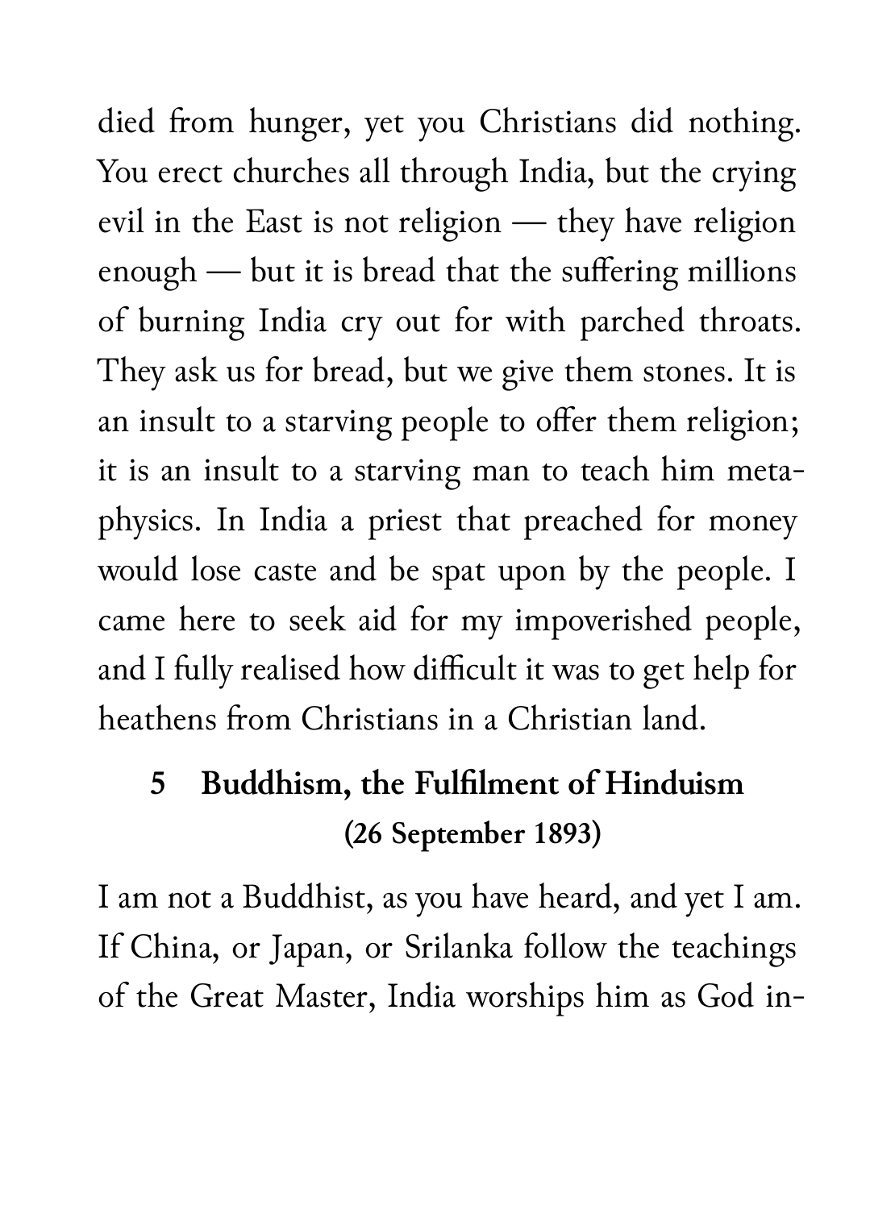died from hunger, yet you Christians did nothing. You erect churches all through India, but the crying evil in the East is not religion — they have religion enough — but it is bread that the suffering millions of burning India cry out for with parched throats. They ask us for bread, but we give them stones. It is an insult to a starving people to offer them religion; it is an insult to a starving man to teach him metaphysics. In India a priest that preached for money would lose caste and be spat upon by the people. I came here to seek aid for my impoverished people, and I fully realised how difficult it was to get help for heathens from Christians in a Christian land.

## 5 Buddhism, the Fulfilment of Hinduism (26 September 1893)

I am not a Buddhist, as you have heard, and yet I am. If China, or Japan, or Srilanka follow the teachings of the Great Master, India worships him as God in-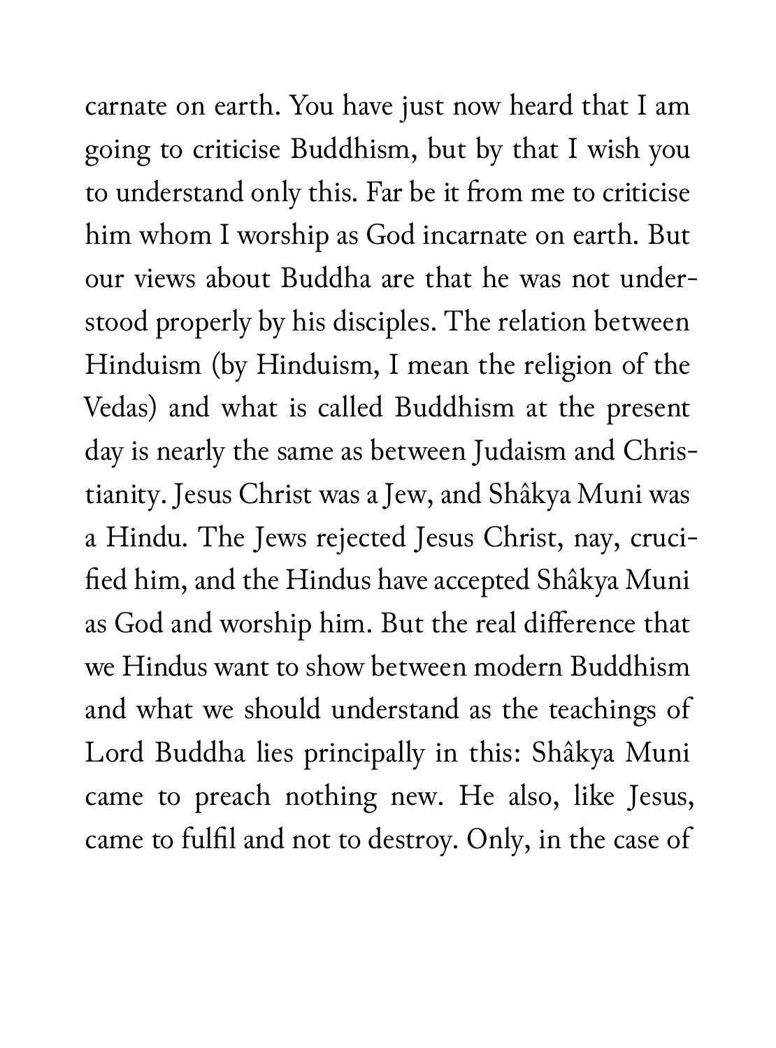carnate on earth. You have just now heard that I am going to criticise Buddhism, but by that I wish you to understand only this. Far be it from me to criticise him whom I worship as God incarnate on earth. But our views about Buddha are that he was not understood properly by his disciples. The relation between Hinduism (by Hinduism, I mean the religion of the Vedas) and what is called Buddhism at the present day is nearly the same as between Judaism and Christianity. Jesus Christ was a Jew, and Shâkya Muni was a Hindu. The Jews rejected Jesus Christ, nay, crucified him, and the Hindus have accepted Shâkya Muni as God and worship him. But the real difference that we Hindus want to show between modern Buddhism and what we should understand as the teachings of Lord Buddha lies principally in this: Shâkya Muni came to preach nothing new. He also, like Jesus, came to fulfil and not to destroy. Only, in the case of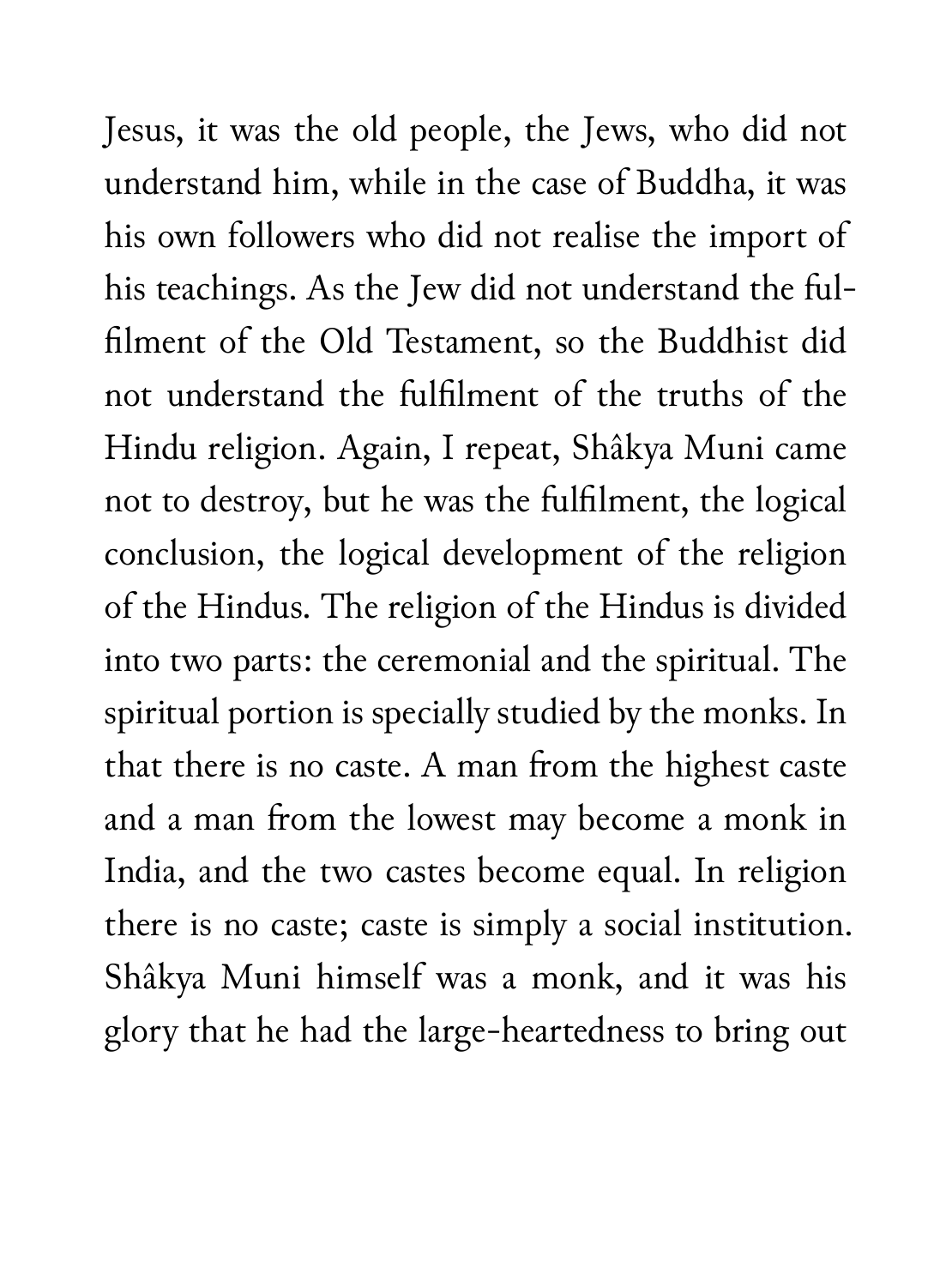Jesus, it was the old people, the Jews, who did not understand him, while in the case of Buddha, it was his own followers who did not realise the import of his teachings. As the Jew did not understand the fulfilment of the Old Testament, so the Buddhist did not understand the fulfilment of the truths of the Hindu religion. Again, I repeat, Shâkya Muni came not to destroy, but he was the fulfilment, the logical conclusion, the logical development of the religion of the Hindus. The religion of the Hindus is divided into two parts: the ceremonial and the spiritual. The spiritual portion is specially studied by the monks. In that there is no caste. A man from the highest caste and a man from the lowest may become a monk in India, and the two castes become equal. In religion there is no caste; caste is simply a social institution. Shâkya Muni himself was a monk, and it was his glory that he had the large-heartedness to bring out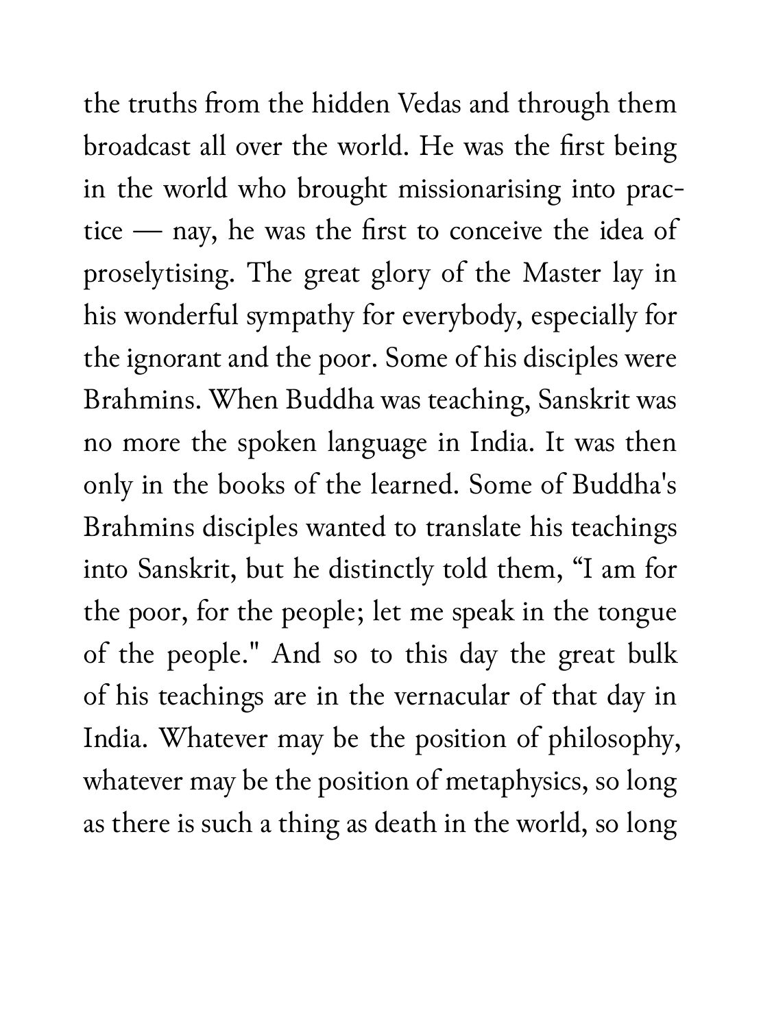the truths from the hidden Vedas and through them broadcast all over the world. He was the first being in the world who brought missionarising into practice — nay, he was the first to conceive the idea of proselytising. The great glory of the Master lay in his wonderful sympathy for everybody, especially for the ignorant and the poor. Some of his disciples were Brahmins. When Buddha was teaching, Sanskrit was no more the spoken language in India. It was then only in the books of the learned. Some of Buddha's Brahmins disciples wanted to translate his teachings into Sanskrit, but he distinctly told them, "I am for the poor, for the people; let me speak in the tongue of the people." And so to this day the great bulk of his teachings are in the vernacular of that day in India. Whatever may be the position of philosophy, whatever may be the position of metaphysics, so long as there is such a thing as death in the world, so long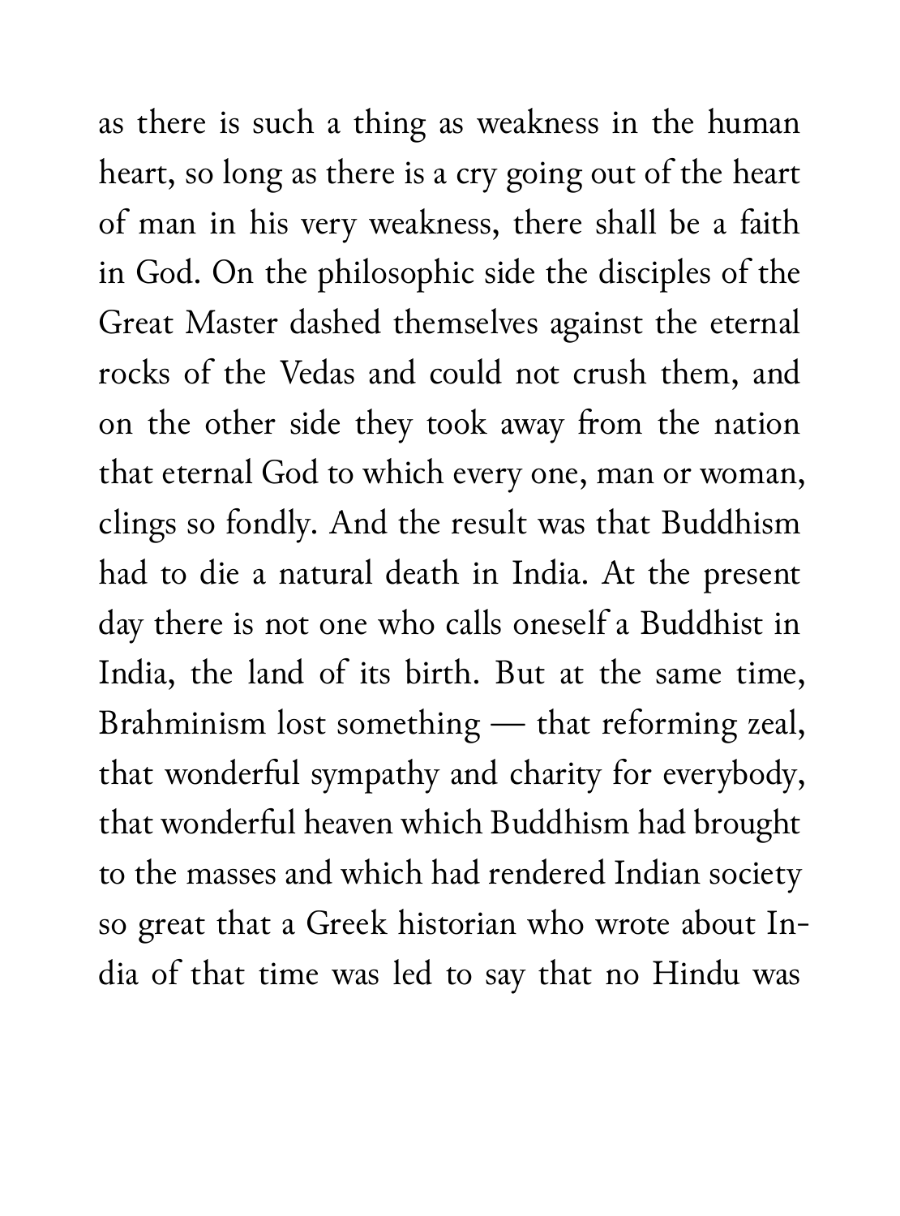as there is such a thing as weakness in the human heart, so long as there is a cry going out of the heart of man in his very weakness, there shall be a faith in God. On the philosophic side the disciples of the Great Master dashed themselves against the eternal rocks of the Vedas and could not crush them, and on the other side they took away from the nation that eternal God to which every one, man or woman, clings so fondly. And the result was that Buddhism had to die a natural death in India. At the present day there is not one who calls oneself a Buddhist in India, the land of its birth. But at the same time, Brahminism lost something — that reforming zeal, that wonderful sympathy and charity for everybody, that wonderful heaven which Buddhism had brought to the masses and which had rendered Indian society so great that a Greek historian who wrote about India of that time was led to say that no Hindu was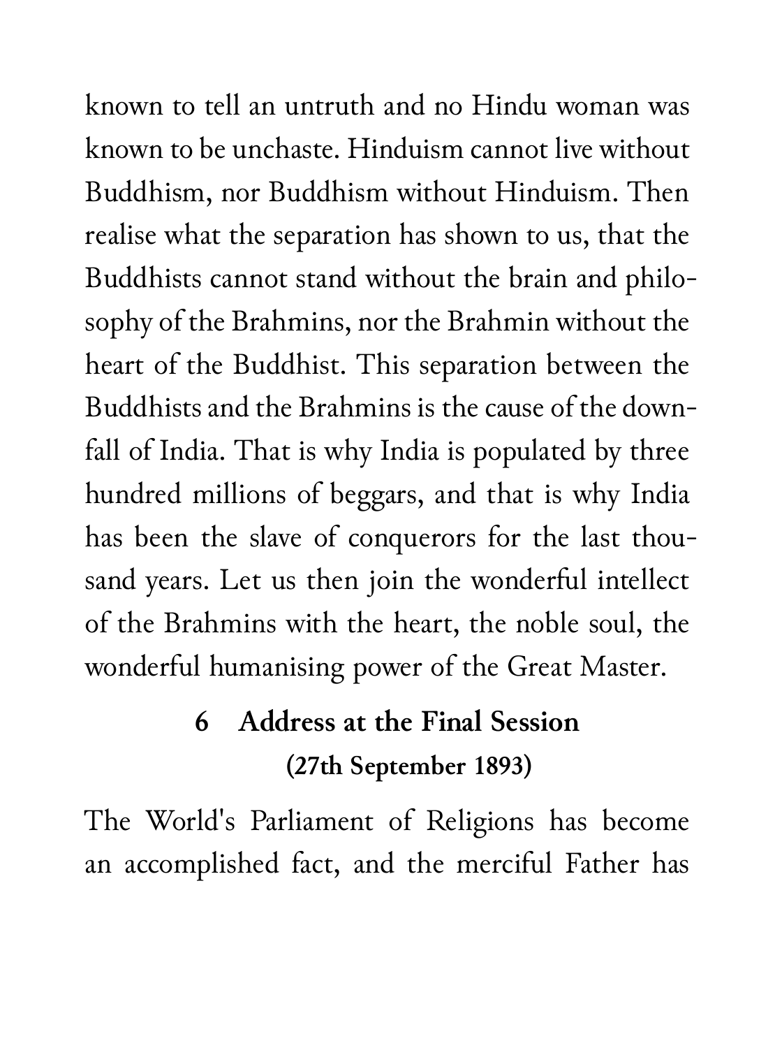known to tell an untruth and no Hindu woman was known to be unchaste. Hinduism cannot live without Buddhism, nor Buddhism without Hinduism. Then realise what the separation has shown to us, that the Buddhists cannot stand without the brain and philosophy of the Brahmins, nor the Brahmin without the heart of the Buddhist. This separation between the Buddhists and the Brahmins is the cause of the downfall of India. That is why India is populated by three hundred millions of beggars, and that is why India has been the slave of conquerors for the last thousand years. Let us then join the wonderful intellect of the Brahmins with the heart, the noble soul, the wonderful humanising power of the Great Master.

## 6 Address at the Final Session (27th September 1893)

The World's Parliament of Religions has become an accomplished fact, and the merciful Father has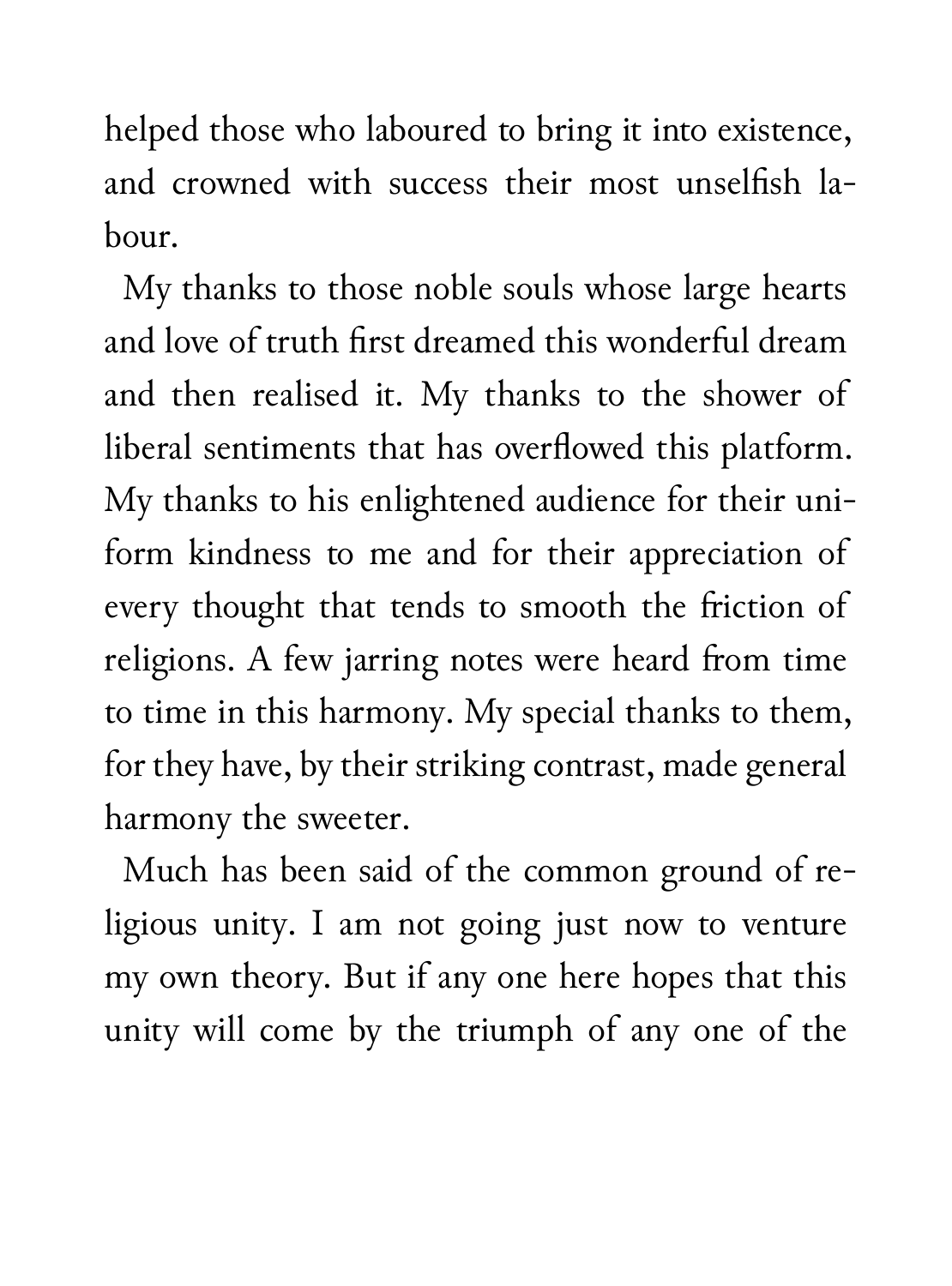helped those who laboured to bring it into existence, and crowned with success their most unselfish labour.

My thanks to those noble souls whose large hearts and love of truth first dreamed this wonderful dream and then realised it. My thanks to the shower of liberal sentiments that has overflowed this platform. My thanks to his enlightened audience for their uniform kindness to me and for their appreciation of every thought that tends to smooth the friction of religions. A few jarring notes were heard from time to time in this harmony. My special thanks to them, for they have, by their striking contrast, made general harmony the sweeter.

Much has been said of the common ground of religious unity. I am not going just now to venture my own theory. But if any one here hopes that this unity will come by the triumph of any one of the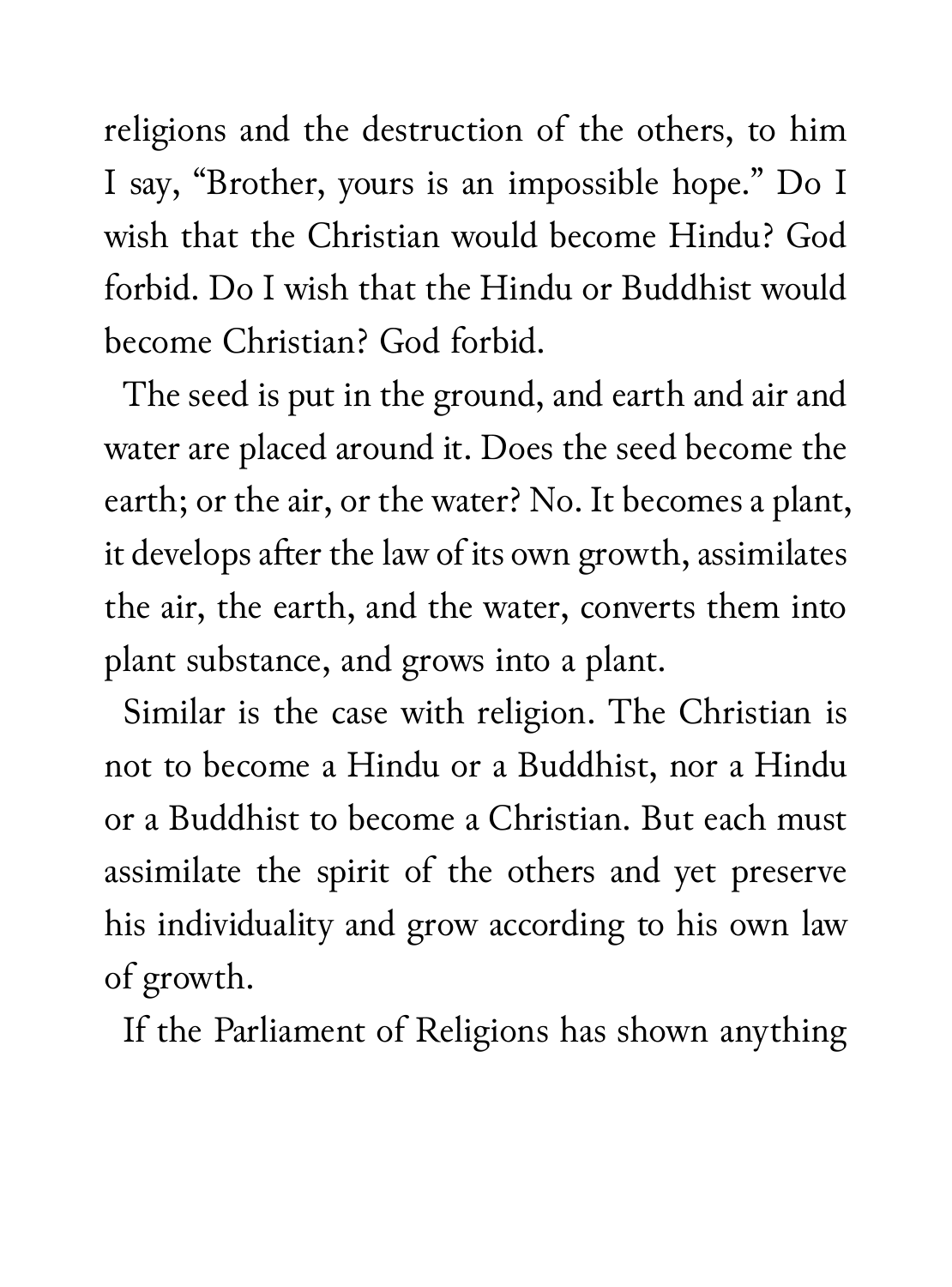religions and the destruction of the others, to him I say, "Brother, yours is an impossible hope." Do I wish that the Christian would become Hindu? God forbid. Do I wish that the Hindu or Buddhist would become Christian? God forbid.

The seed is put in the ground, and earth and air and water are placed around it. Does the seed become the earth; or the air, or the water? No. It becomes a plant, it develops after the law of its own growth, assimilates the air, the earth, and the water, converts them into plant substance, and grows into a plant.

Similar is the case with religion. The Christian is not to become a Hindu or a Buddhist, nor a Hindu or a Buddhist to become a Christian. But each must assimilate the spirit of the others and yet preserve his individuality and grow according to his own law of growth.

If the Parliament of Religions has shown anything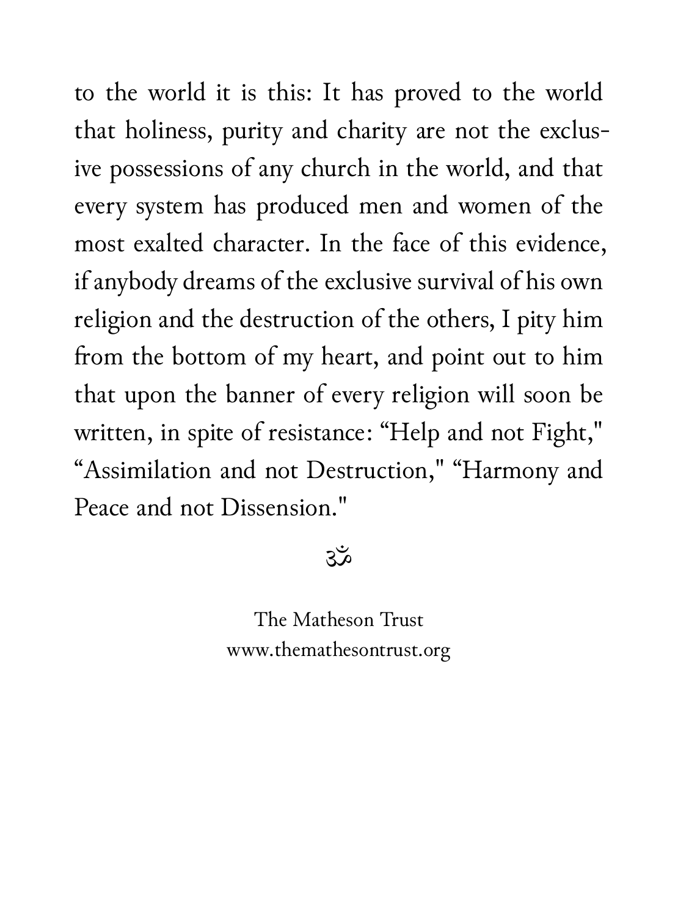to the world it is this: It has proved to the world that holiness, purity and charity are not the exclusive possessions of any church in the world, and that every system has produced men and women of the most exalted character. In the face of this evidence, if anybody dreams of the exclusive survival of his own religion and the destruction of the others, I pity him from the bottom of my heart, and point out to him that upon the banner of every religion will soon be written, in spite of resistance: "Help and not Fight," "Assimilation and not Destruction," "Harmony and Peace and not Dissension."

ॐ

The Matheson Trust
www.themathesontrust.org